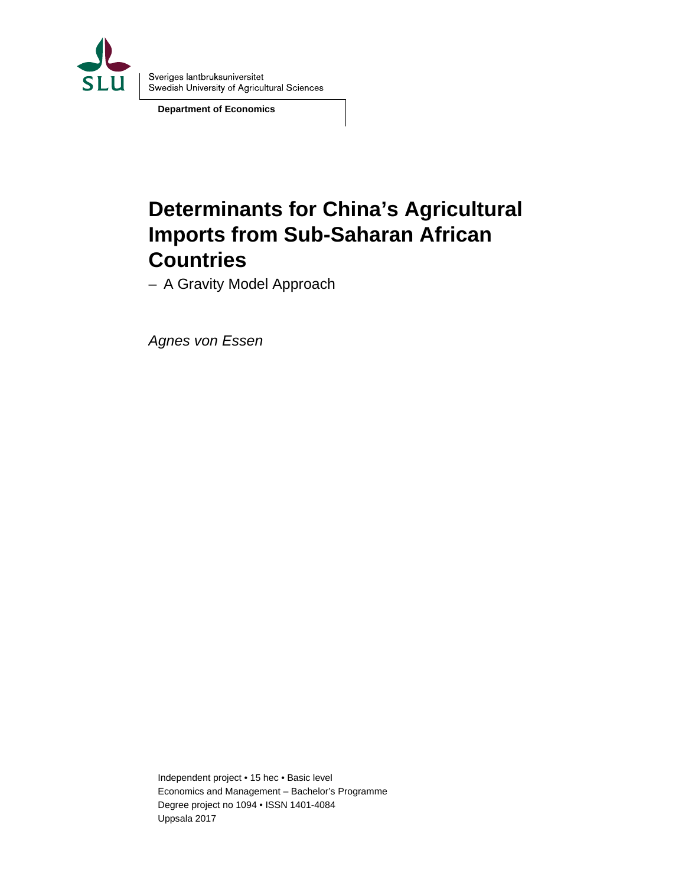Sveriges lantbruksuniversitet
Swedish University of Agricultural Sciences

**Department of Economics**

# Determinants for China's Agricultural Imports from Sub-Saharan African Countries

– A Gravity Model Approach

*Agnes von Essen*

Independent project • 15 hec • Basic level
Economics and Management – Bachelor's Programme
Degree project no 1094 • ISSN 1401-4084
Uppsala 2017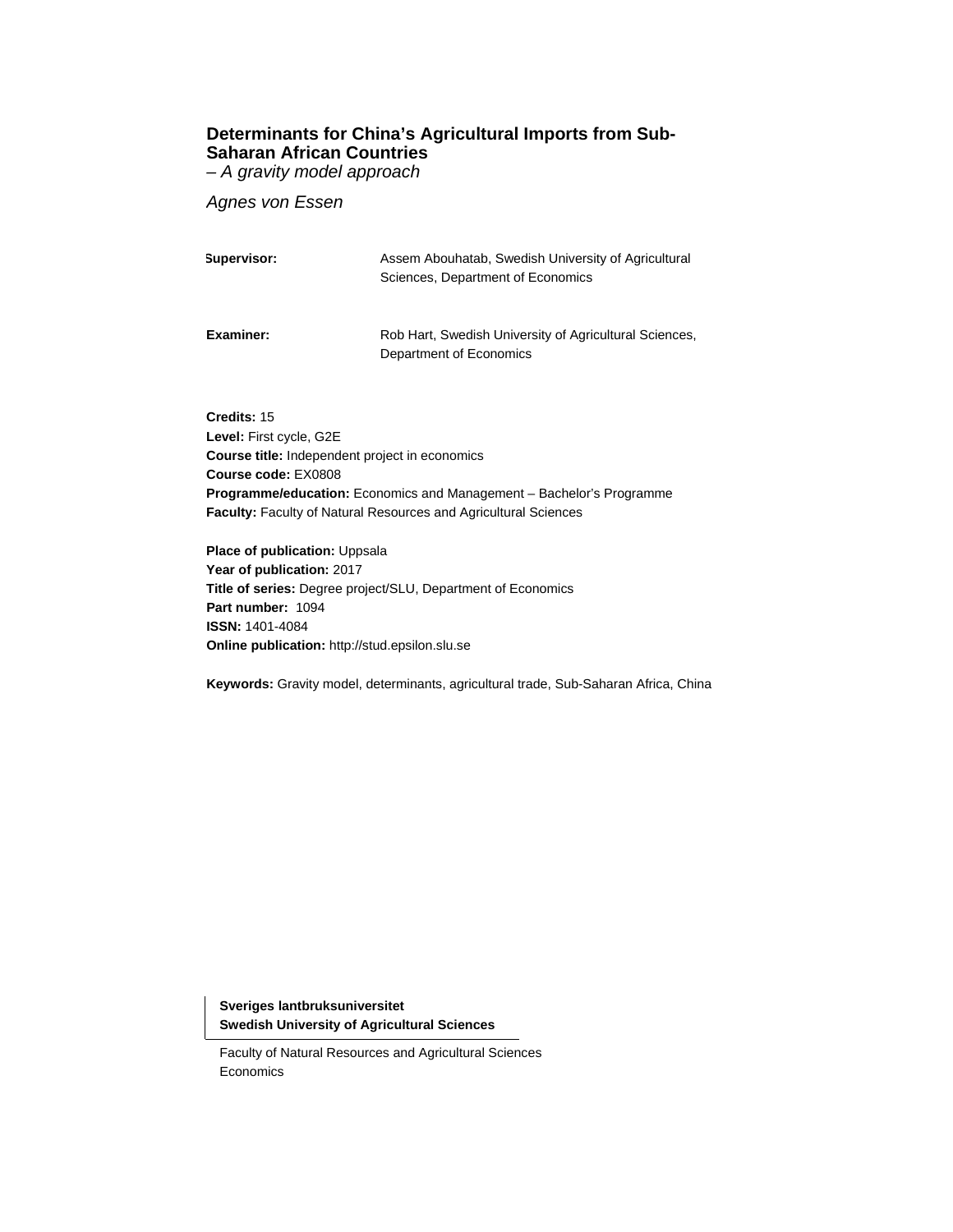# Determinants for China's Agricultural Imports from Sub-Saharan African Countries

*– A gravity model approach*

*Agnes von Essen*

| | |
|---|---|
| **Supervisor:** | Assem Abouhatab, Swedish University of Agricultural Sciences, Department of Economics |
| **Examiner:** | Rob Hart, Swedish University of Agricultural Sciences, Department of Economics |

**Credits:** 15
**Level:** First cycle, G2E
**Course title:** Independent project in economics
**Course code:** EX0808
**Programme/education:** Economics and Management – Bachelor's Programme
**Faculty:** Faculty of Natural Resources and Agricultural Sciences

**Place of publication:** Uppsala
**Year of publication:** 2017
**Title of series:** Degree project/SLU, Department of Economics
**Part number:** 1094
**ISSN:** 1401-4084
**Online publication:** http://stud.epsilon.slu.se

**Keywords:** Gravity model, determinants, agricultural trade, Sub-Saharan Africa, China

**Sveriges lantbruksuniversitet**
**Swedish University of Agricultural Sciences**

Faculty of Natural Resources and Agricultural Sciences
Economics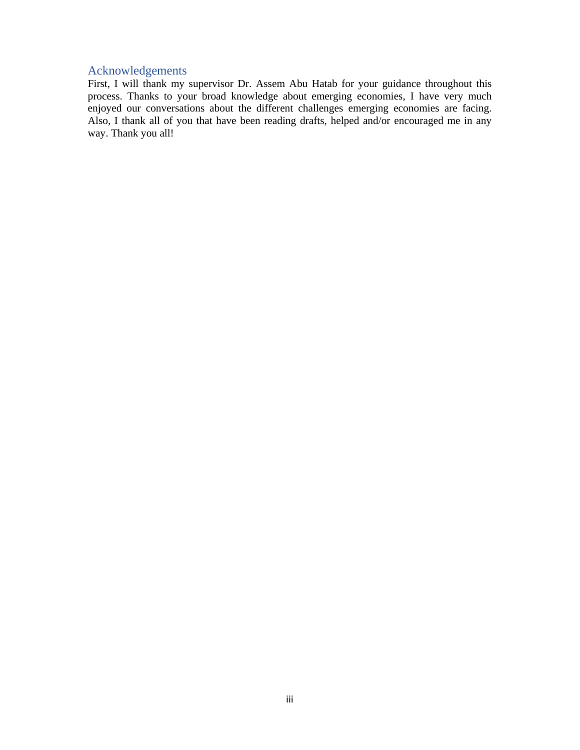## Acknowledgements

First, I will thank my supervisor Dr. Assem Abu Hatab for your guidance throughout this process. Thanks to your broad knowledge about emerging economies, I have very much enjoyed our conversations about the different challenges emerging economies are facing. Also, I thank all of you that have been reading drafts, helped and/or encouraged me in any way. Thank you all!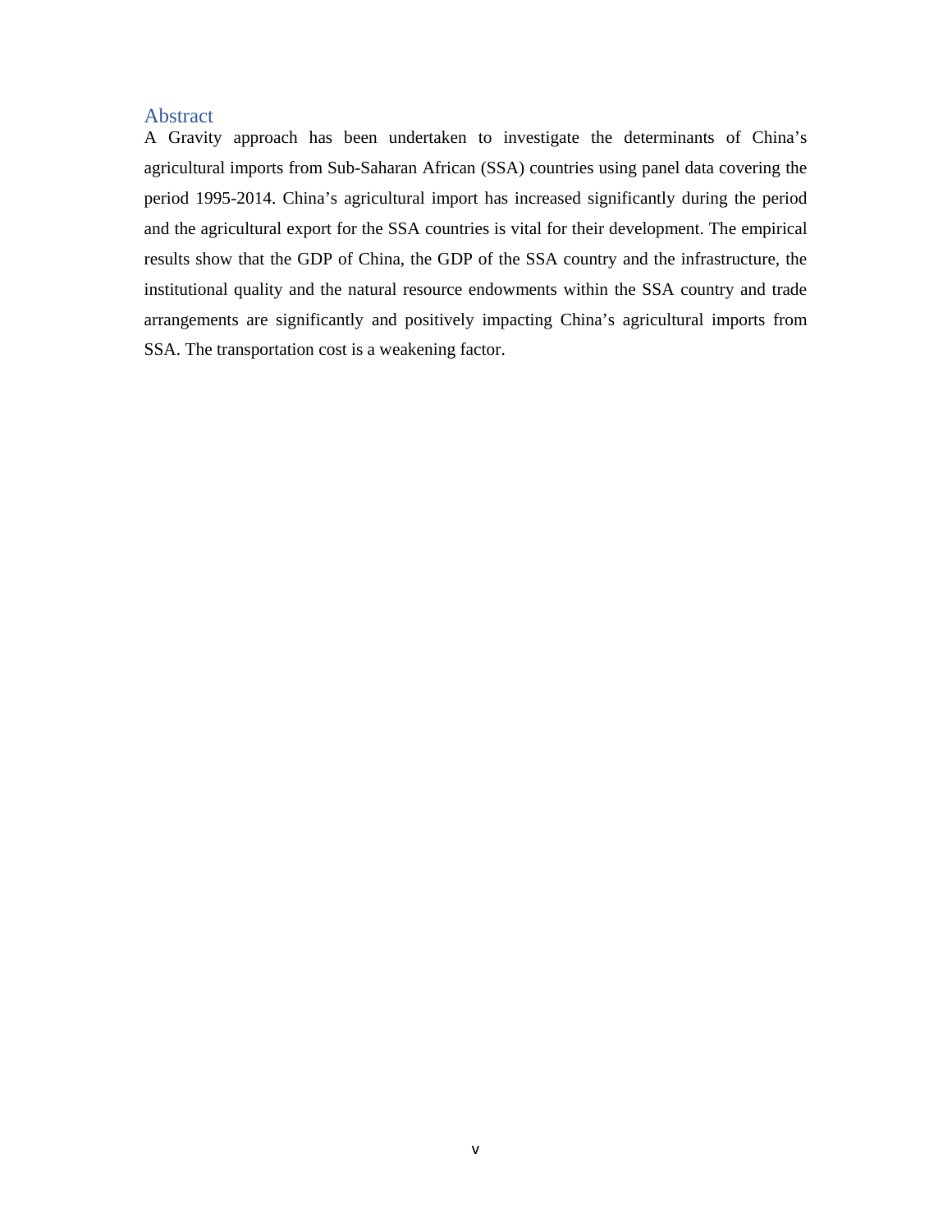## Abstract

A Gravity approach has been undertaken to investigate the determinants of China's agricultural imports from Sub-Saharan African (SSA) countries using panel data covering the period 1995-2014. China's agricultural import has increased significantly during the period and the agricultural export for the SSA countries is vital for their development. The empirical results show that the GDP of China, the GDP of the SSA country and the infrastructure, the institutional quality and the natural resource endowments within the SSA country and trade arrangements are significantly and positively impacting China's agricultural imports from SSA. The transportation cost is a weakening factor.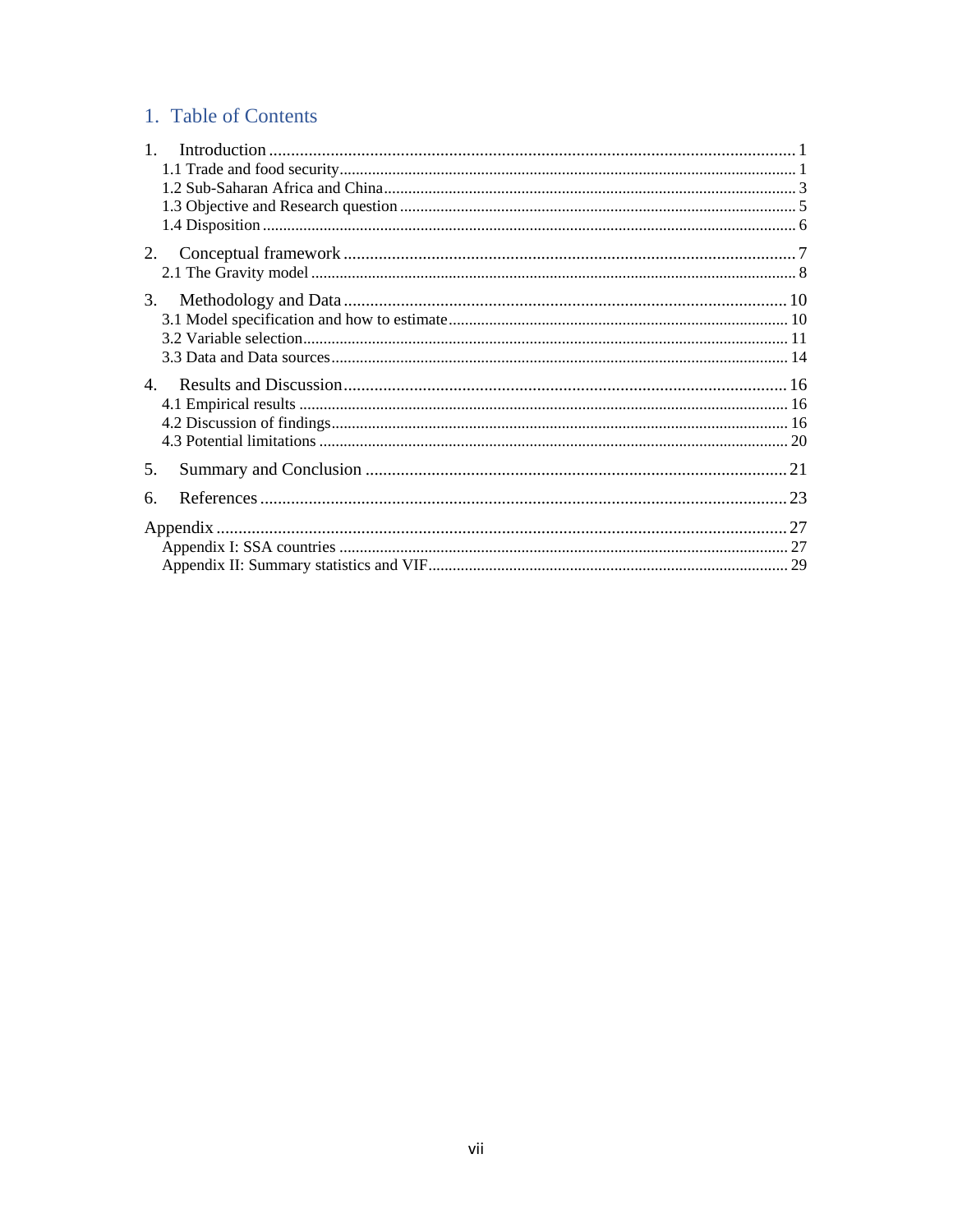# 1. Table of Contents

1. Introduction ........................................................................................................................ 1
   - 1.1 Trade and food security................................................................................................ 1
   - 1.2 Sub-Saharan Africa and China..................................................................................... 3
   - 1.3 Objective and Research question ................................................................................ 5
   - 1.4 Disposition .................................................................................................................. 6
2. Conceptual framework ....................................................................................................... 7
   - 2.1 The Gravity model ....................................................................................................... 8
3. Methodology and Data ..................................................................................................... 10
   - 3.1 Model specification and how to estimate.................................................................. 10
   - 3.2 Variable selection....................................................................................................... 11
   - 3.3 Data and Data sources ................................................................................................ 14
4. Results and Discussion..................................................................................................... 16
   - 4.1 Empirical results ........................................................................................................ 16
   - 4.2 Discussion of findings................................................................................................ 16
   - 4.3 Potential limitations ................................................................................................... 20
5. Summary and Conclusion ................................................................................................ 21
6. References ........................................................................................................................ 23

Appendix ................................................................................................................................. 27
   - Appendix I: SSA countries ............................................................................................... 27
   - Appendix II: Summary statistics and VIF......................................................................... 29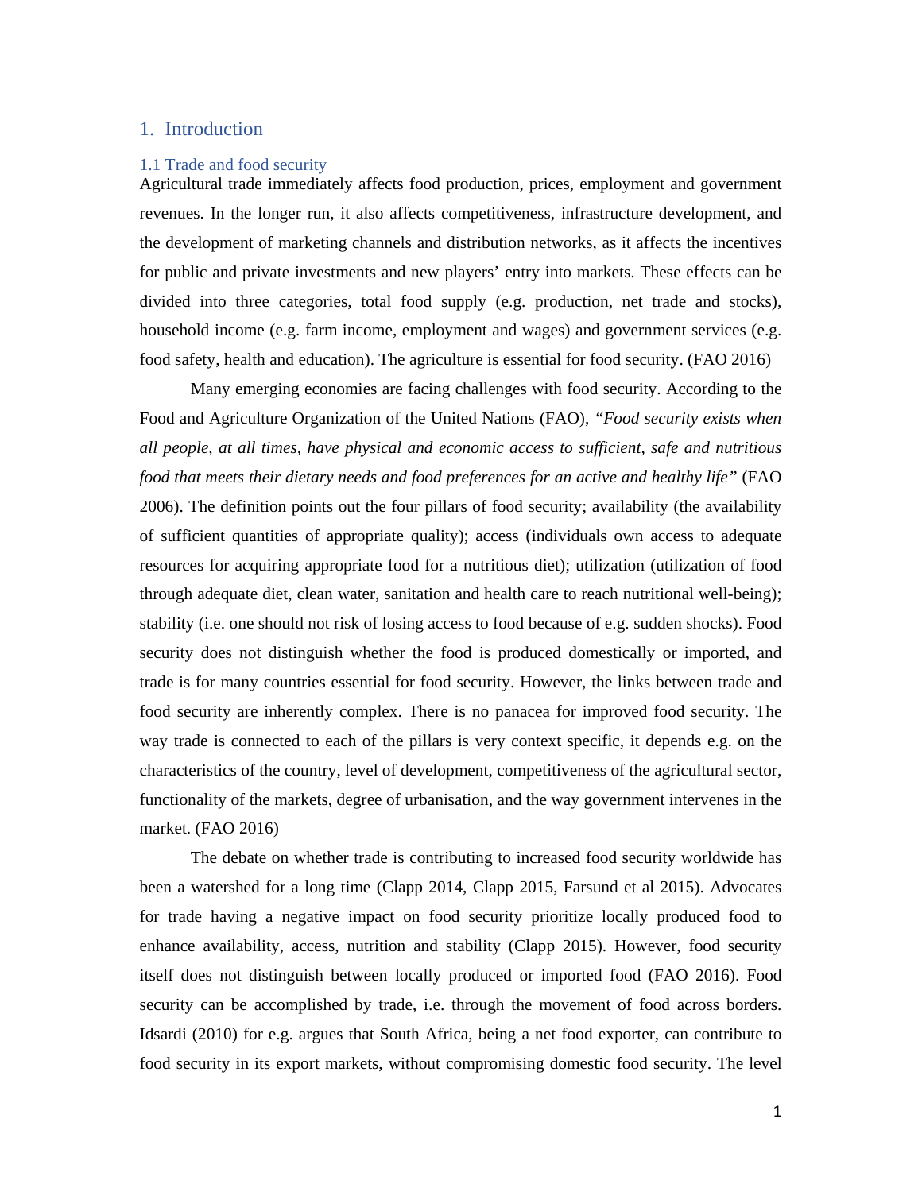# 1. Introduction

## 1.1 Trade and food security

Agricultural trade immediately affects food production, prices, employment and government revenues. In the longer run, it also affects competitiveness, infrastructure development, and the development of marketing channels and distribution networks, as it affects the incentives for public and private investments and new players' entry into markets. These effects can be divided into three categories, total food supply (e.g. production, net trade and stocks), household income (e.g. farm income, employment and wages) and government services (e.g. food safety, health and education). The agriculture is essential for food security. (FAO 2016)

Many emerging economies are facing challenges with food security. According to the Food and Agriculture Organization of the United Nations (FAO), *"Food security exists when all people, at all times, have physical and economic access to sufficient, safe and nutritious food that meets their dietary needs and food preferences for an active and healthy life"* (FAO 2006). The definition points out the four pillars of food security; availability (the availability of sufficient quantities of appropriate quality); access (individuals own access to adequate resources for acquiring appropriate food for a nutritious diet); utilization (utilization of food through adequate diet, clean water, sanitation and health care to reach nutritional well-being); stability (i.e. one should not risk of losing access to food because of e.g. sudden shocks). Food security does not distinguish whether the food is produced domestically or imported, and trade is for many countries essential for food security. However, the links between trade and food security are inherently complex. There is no panacea for improved food security. The way trade is connected to each of the pillars is very context specific, it depends e.g. on the characteristics of the country, level of development, competitiveness of the agricultural sector, functionality of the markets, degree of urbanisation, and the way government intervenes in the market. (FAO 2016)

The debate on whether trade is contributing to increased food security worldwide has been a watershed for a long time (Clapp 2014, Clapp 2015, Farsund et al 2015). Advocates for trade having a negative impact on food security prioritize locally produced food to enhance availability, access, nutrition and stability (Clapp 2015). However, food security itself does not distinguish between locally produced or imported food (FAO 2016). Food security can be accomplished by trade, i.e. through the movement of food across borders. Idsardi (2010) for e.g. argues that South Africa, being a net food exporter, can contribute to food security in its export markets, without compromising domestic food security. The level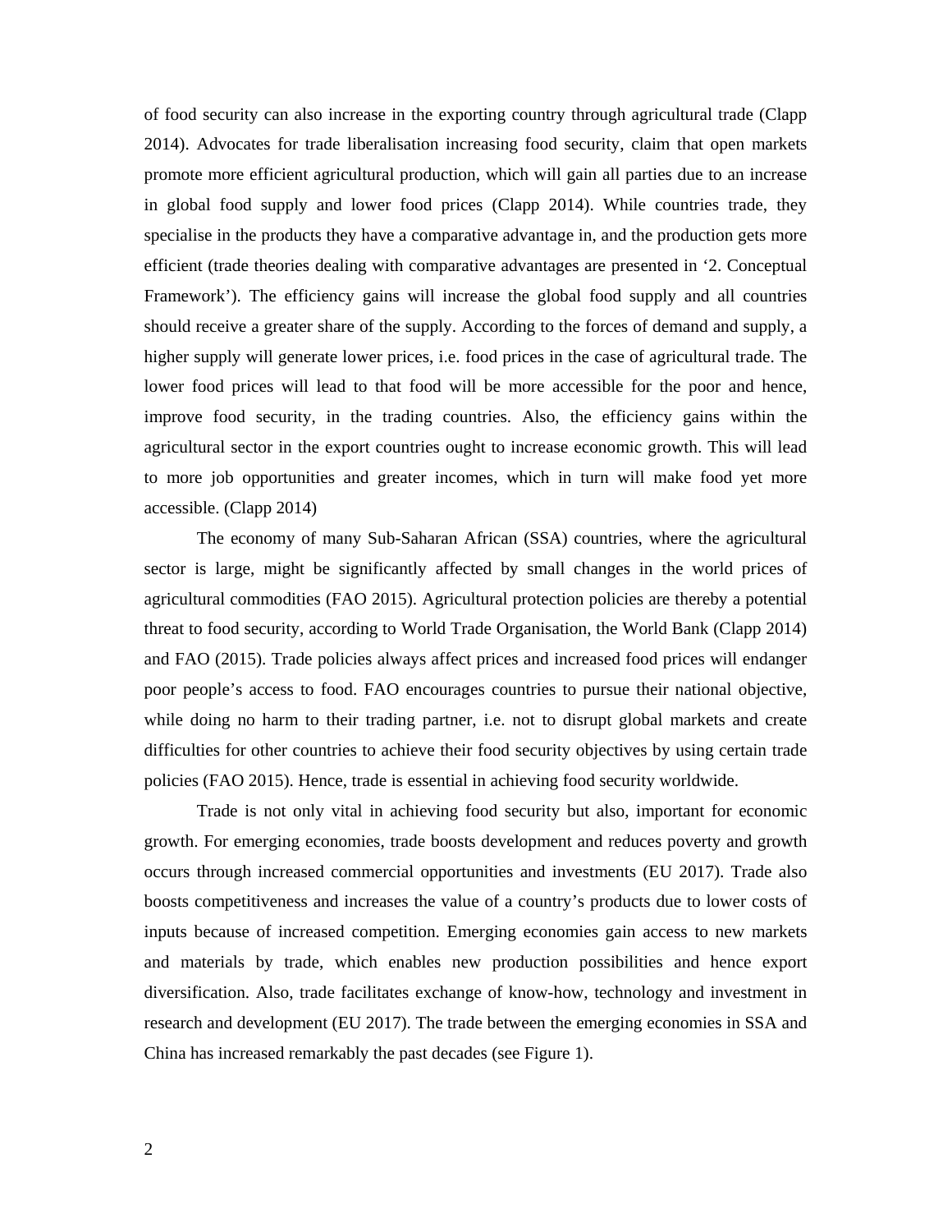of food security can also increase in the exporting country through agricultural trade (Clapp 2014). Advocates for trade liberalisation increasing food security, claim that open markets promote more efficient agricultural production, which will gain all parties due to an increase in global food supply and lower food prices (Clapp 2014). While countries trade, they specialise in the products they have a comparative advantage in, and the production gets more efficient (trade theories dealing with comparative advantages are presented in '2. Conceptual Framework'). The efficiency gains will increase the global food supply and all countries should receive a greater share of the supply. According to the forces of demand and supply, a higher supply will generate lower prices, i.e. food prices in the case of agricultural trade. The lower food prices will lead to that food will be more accessible for the poor and hence, improve food security, in the trading countries. Also, the efficiency gains within the agricultural sector in the export countries ought to increase economic growth. This will lead to more job opportunities and greater incomes, which in turn will make food yet more accessible. (Clapp 2014)

The economy of many Sub-Saharan African (SSA) countries, where the agricultural sector is large, might be significantly affected by small changes in the world prices of agricultural commodities (FAO 2015). Agricultural protection policies are thereby a potential threat to food security, according to World Trade Organisation, the World Bank (Clapp 2014) and FAO (2015). Trade policies always affect prices and increased food prices will endanger poor people's access to food. FAO encourages countries to pursue their national objective, while doing no harm to their trading partner, i.e. not to disrupt global markets and create difficulties for other countries to achieve their food security objectives by using certain trade policies (FAO 2015). Hence, trade is essential in achieving food security worldwide.

Trade is not only vital in achieving food security but also, important for economic growth. For emerging economies, trade boosts development and reduces poverty and growth occurs through increased commercial opportunities and investments (EU 2017). Trade also boosts competitiveness and increases the value of a country's products due to lower costs of inputs because of increased competition. Emerging economies gain access to new markets and materials by trade, which enables new production possibilities and hence export diversification. Also, trade facilitates exchange of know-how, technology and investment in research and development (EU 2017). The trade between the emerging economies in SSA and China has increased remarkably the past decades (see Figure 1).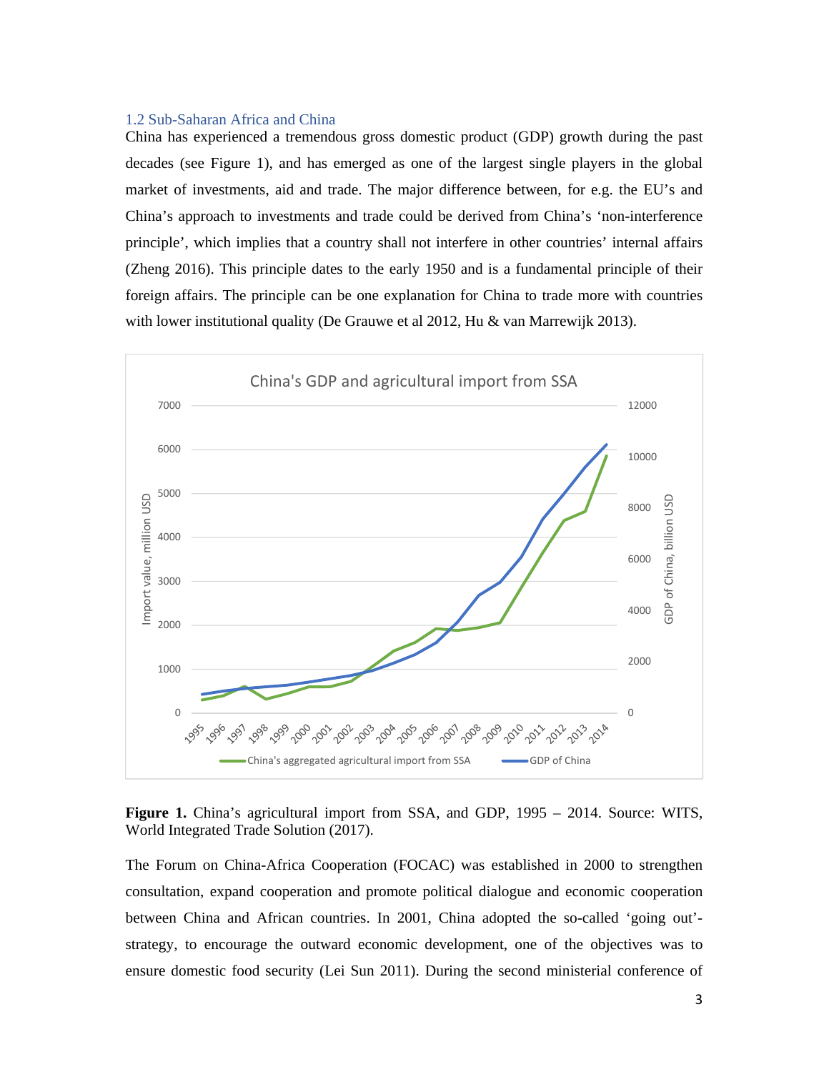### 1.2 Sub-Saharan Africa and China

China has experienced a tremendous gross domestic product (GDP) growth during the past decades (see Figure 1), and has emerged as one of the largest single players in the global market of investments, aid and trade. The major difference between, for e.g. the EU's and China's approach to investments and trade could be derived from China's 'non-interference principle', which implies that a country shall not interfere in other countries' internal affairs (Zheng 2016). This principle dates to the early 1950 and is a fundamental principle of their foreign affairs. The principle can be one explanation for China to trade more with countries with lower institutional quality (De Grauwe et al 2012, Hu & van Marrewijk 2013).

**Figure 1.** China's agricultural import from SSA, and GDP, 1995 – 2014. Source: WITS, World Integrated Trade Solution (2017).

The Forum on China-Africa Cooperation (FOCAC) was established in 2000 to strengthen consultation, expand cooperation and promote political dialogue and economic cooperation between China and African countries. In 2001, China adopted the so-called 'going out'-strategy, to encourage the outward economic development, one of the objectives was to ensure domestic food security (Lei Sun 2011). During the second ministerial conference of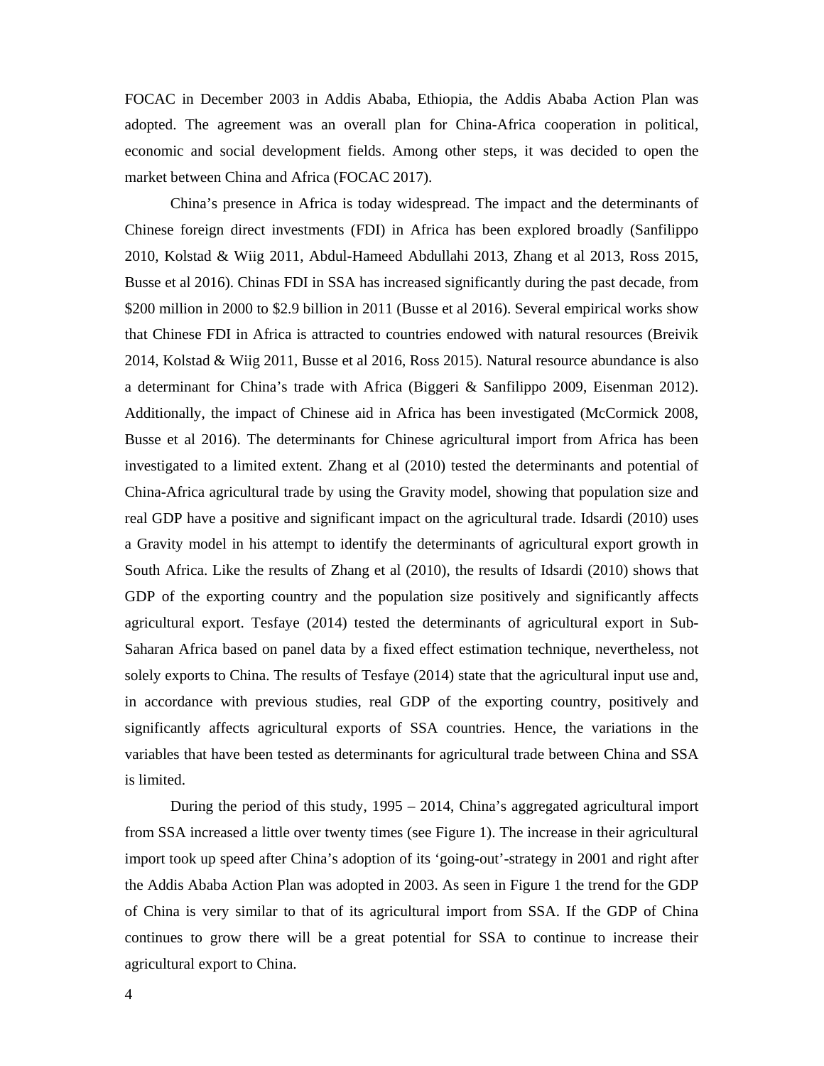FOCAC in December 2003 in Addis Ababa, Ethiopia, the Addis Ababa Action Plan was adopted. The agreement was an overall plan for China-Africa cooperation in political, economic and social development fields. Among other steps, it was decided to open the market between China and Africa (FOCAC 2017).

China's presence in Africa is today widespread. The impact and the determinants of Chinese foreign direct investments (FDI) in Africa has been explored broadly (Sanfilippo 2010, Kolstad & Wiig 2011, Abdul-Hameed Abdullahi 2013, Zhang et al 2013, Ross 2015, Busse et al 2016). Chinas FDI in SSA has increased significantly during the past decade, from $200 million in 2000 to $2.9 billion in 2011 (Busse et al 2016). Several empirical works show that Chinese FDI in Africa is attracted to countries endowed with natural resources (Breivik 2014, Kolstad & Wiig 2011, Busse et al 2016, Ross 2015). Natural resource abundance is also a determinant for China's trade with Africa (Biggeri & Sanfilippo 2009, Eisenman 2012). Additionally, the impact of Chinese aid in Africa has been investigated (McCormick 2008, Busse et al 2016). The determinants for Chinese agricultural import from Africa has been investigated to a limited extent. Zhang et al (2010) tested the determinants and potential of China-Africa agricultural trade by using the Gravity model, showing that population size and real GDP have a positive and significant impact on the agricultural trade. Idsardi (2010) uses a Gravity model in his attempt to identify the determinants of agricultural export growth in South Africa. Like the results of Zhang et al (2010), the results of Idsardi (2010) shows that GDP of the exporting country and the population size positively and significantly affects agricultural export. Tesfaye (2014) tested the determinants of agricultural export in Sub-Saharan Africa based on panel data by a fixed effect estimation technique, nevertheless, not solely exports to China. The results of Tesfaye (2014) state that the agricultural input use and, in accordance with previous studies, real GDP of the exporting country, positively and significantly affects agricultural exports of SSA countries. Hence, the variations in the variables that have been tested as determinants for agricultural trade between China and SSA is limited.

During the period of this study, 1995 – 2014, China's aggregated agricultural import from SSA increased a little over twenty times (see Figure 1). The increase in their agricultural import took up speed after China's adoption of its 'going-out'-strategy in 2001 and right after the Addis Ababa Action Plan was adopted in 2003. As seen in Figure 1 the trend for the GDP of China is very similar to that of its agricultural import from SSA. If the GDP of China continues to grow there will be a great potential for SSA to continue to increase their agricultural export to China.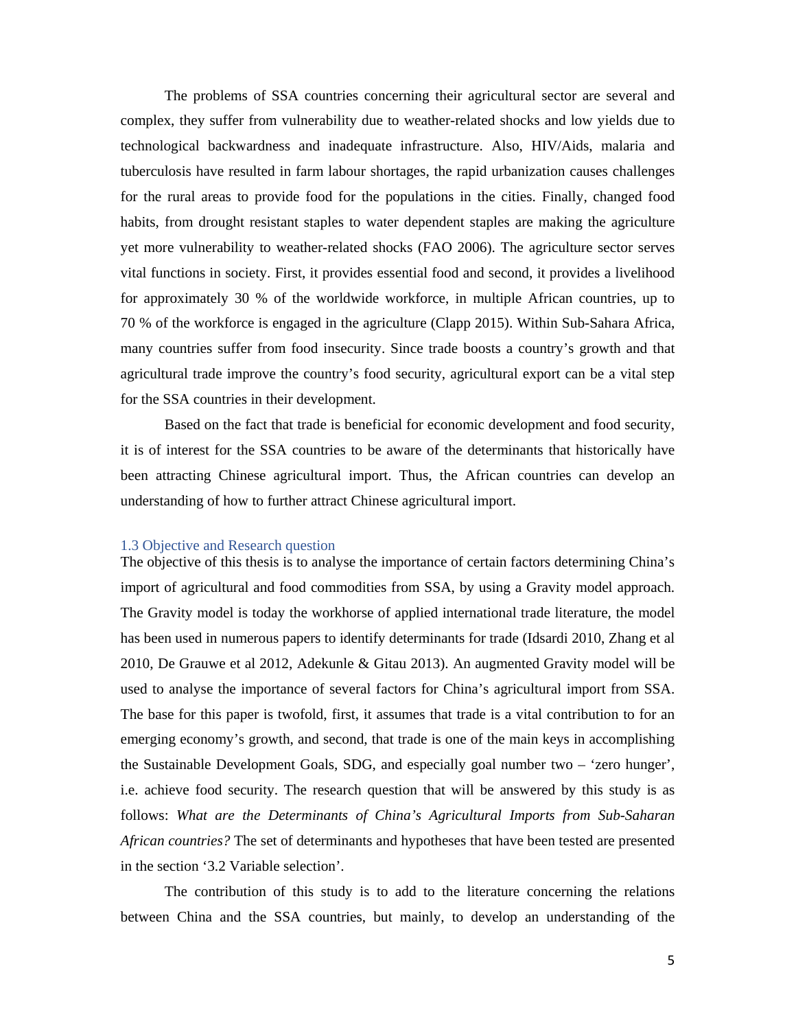The problems of SSA countries concerning their agricultural sector are several and complex, they suffer from vulnerability due to weather-related shocks and low yields due to technological backwardness and inadequate infrastructure. Also, HIV/Aids, malaria and tuberculosis have resulted in farm labour shortages, the rapid urbanization causes challenges for the rural areas to provide food for the populations in the cities. Finally, changed food habits, from drought resistant staples to water dependent staples are making the agriculture yet more vulnerability to weather-related shocks (FAO 2006). The agriculture sector serves vital functions in society. First, it provides essential food and second, it provides a livelihood for approximately 30 % of the worldwide workforce, in multiple African countries, up to 70 % of the workforce is engaged in the agriculture (Clapp 2015). Within Sub-Sahara Africa, many countries suffer from food insecurity. Since trade boosts a country's growth and that agricultural trade improve the country's food security, agricultural export can be a vital step for the SSA countries in their development.

Based on the fact that trade is beneficial for economic development and food security, it is of interest for the SSA countries to be aware of the determinants that historically have been attracting Chinese agricultural import. Thus, the African countries can develop an understanding of how to further attract Chinese agricultural import.

### 1.3 Objective and Research question

The objective of this thesis is to analyse the importance of certain factors determining China's import of agricultural and food commodities from SSA, by using a Gravity model approach. The Gravity model is today the workhorse of applied international trade literature, the model has been used in numerous papers to identify determinants for trade (Idsardi 2010, Zhang et al 2010, De Grauwe et al 2012, Adekunle & Gitau 2013). An augmented Gravity model will be used to analyse the importance of several factors for China's agricultural import from SSA. The base for this paper is twofold, first, it assumes that trade is a vital contribution to for an emerging economy's growth, and second, that trade is one of the main keys in accomplishing the Sustainable Development Goals, SDG, and especially goal number two – 'zero hunger', i.e. achieve food security. The research question that will be answered by this study is as follows: *What are the Determinants of China's Agricultural Imports from Sub-Saharan African countries?* The set of determinants and hypotheses that have been tested are presented in the section '3.2 Variable selection'.

The contribution of this study is to add to the literature concerning the relations between China and the SSA countries, but mainly, to develop an understanding of the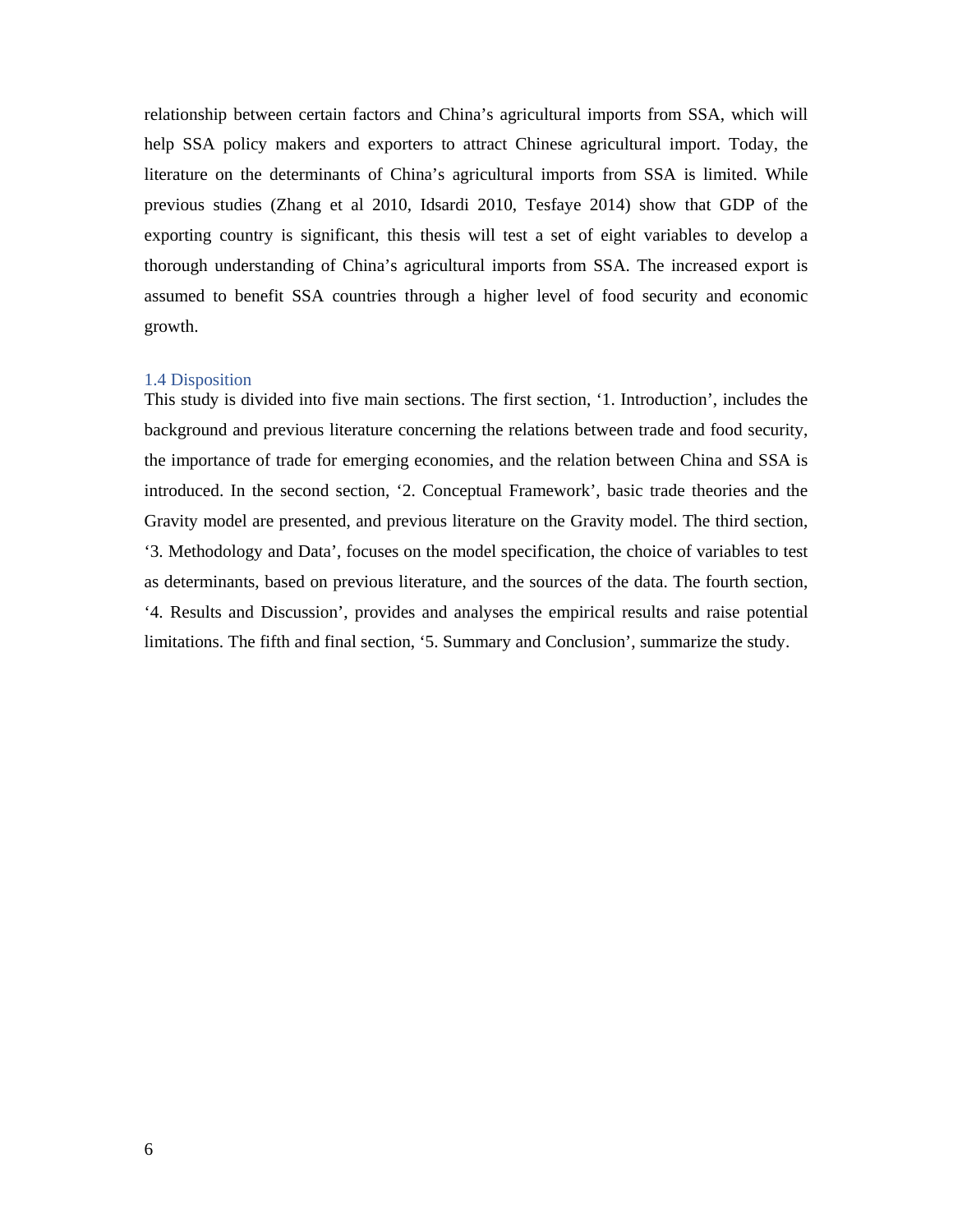relationship between certain factors and China’s agricultural imports from SSA, which will help SSA policy makers and exporters to attract Chinese agricultural import. Today, the literature on the determinants of China’s agricultural imports from SSA is limited. While previous studies (Zhang et al 2010, Idsardi 2010, Tesfaye 2014) show that GDP of the exporting country is significant, this thesis will test a set of eight variables to develop a thorough understanding of China’s agricultural imports from SSA. The increased export is assumed to benefit SSA countries through a higher level of food security and economic growth.

### 1.4 Disposition

This study is divided into five main sections. The first section, ‘1. Introduction’, includes the background and previous literature concerning the relations between trade and food security, the importance of trade for emerging economies, and the relation between China and SSA is introduced. In the second section, ‘2. Conceptual Framework’, basic trade theories and the Gravity model are presented, and previous literature on the Gravity model. The third section, ‘3. Methodology and Data’, focuses on the model specification, the choice of variables to test as determinants, based on previous literature, and the sources of the data. The fourth section, ‘4. Results and Discussion’, provides and analyses the empirical results and raise potential limitations. The fifth and final section, ‘5. Summary and Conclusion’, summarize the study.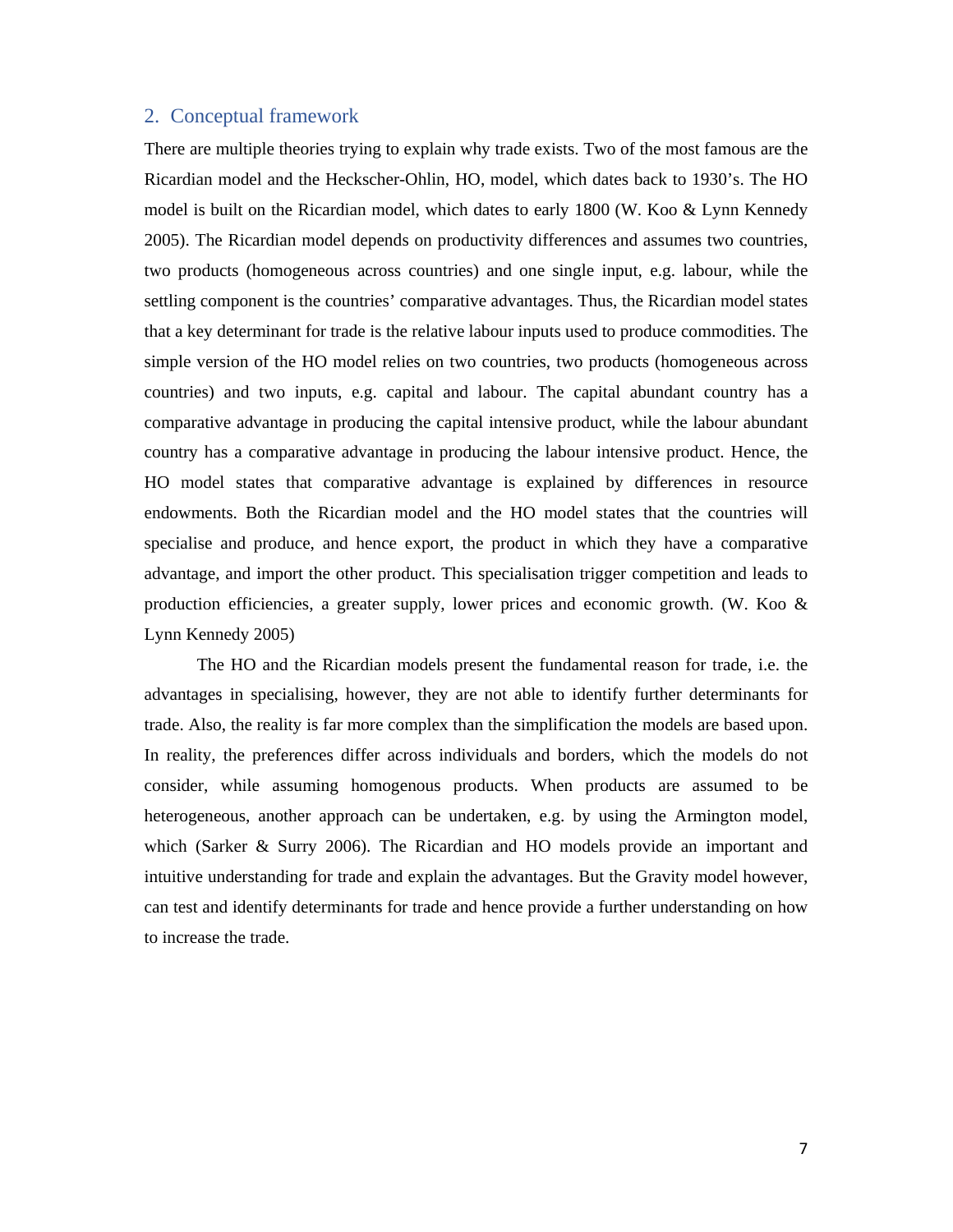## 2. Conceptual framework

There are multiple theories trying to explain why trade exists. Two of the most famous are the Ricardian model and the Heckscher-Ohlin, HO, model, which dates back to 1930's. The HO model is built on the Ricardian model, which dates to early 1800 (W. Koo & Lynn Kennedy 2005). The Ricardian model depends on productivity differences and assumes two countries, two products (homogeneous across countries) and one single input, e.g. labour, while the settling component is the countries' comparative advantages. Thus, the Ricardian model states that a key determinant for trade is the relative labour inputs used to produce commodities. The simple version of the HO model relies on two countries, two products (homogeneous across countries) and two inputs, e.g. capital and labour. The capital abundant country has a comparative advantage in producing the capital intensive product, while the labour abundant country has a comparative advantage in producing the labour intensive product. Hence, the HO model states that comparative advantage is explained by differences in resource endowments. Both the Ricardian model and the HO model states that the countries will specialise and produce, and hence export, the product in which they have a comparative advantage, and import the other product. This specialisation trigger competition and leads to production efficiencies, a greater supply, lower prices and economic growth. (W. Koo & Lynn Kennedy 2005)

The HO and the Ricardian models present the fundamental reason for trade, i.e. the advantages in specialising, however, they are not able to identify further determinants for trade. Also, the reality is far more complex than the simplification the models are based upon. In reality, the preferences differ across individuals and borders, which the models do not consider, while assuming homogenous products. When products are assumed to be heterogeneous, another approach can be undertaken, e.g. by using the Armington model, which (Sarker & Surry 2006). The Ricardian and HO models provide an important and intuitive understanding for trade and explain the advantages. But the Gravity model however, can test and identify determinants for trade and hence provide a further understanding on how to increase the trade.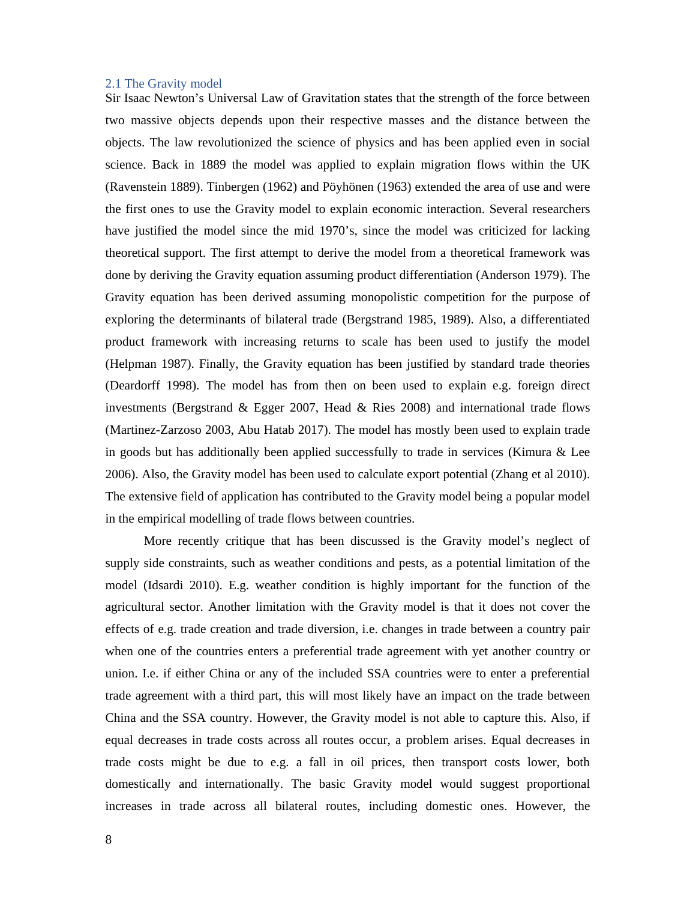## 2.1 The Gravity model

Sir Isaac Newton's Universal Law of Gravitation states that the strength of the force between two massive objects depends upon their respective masses and the distance between the objects. The law revolutionized the science of physics and has been applied even in social science. Back in 1889 the model was applied to explain migration flows within the UK (Ravenstein 1889). Tinbergen (1962) and Pöyhönen (1963) extended the area of use and were the first ones to use the Gravity model to explain economic interaction. Several researchers have justified the model since the mid 1970's, since the model was criticized for lacking theoretical support. The first attempt to derive the model from a theoretical framework was done by deriving the Gravity equation assuming product differentiation (Anderson 1979). The Gravity equation has been derived assuming monopolistic competition for the purpose of exploring the determinants of bilateral trade (Bergstrand 1985, 1989). Also, a differentiated product framework with increasing returns to scale has been used to justify the model (Helpman 1987). Finally, the Gravity equation has been justified by standard trade theories (Deardorff 1998). The model has from then on been used to explain e.g. foreign direct investments (Bergstrand & Egger 2007, Head & Ries 2008) and international trade flows (Martinez-Zarzoso 2003, Abu Hatab 2017). The model has mostly been used to explain trade in goods but has additionally been applied successfully to trade in services (Kimura & Lee 2006). Also, the Gravity model has been used to calculate export potential (Zhang et al 2010). The extensive field of application has contributed to the Gravity model being a popular model in the empirical modelling of trade flows between countries.

More recently critique that has been discussed is the Gravity model's neglect of supply side constraints, such as weather conditions and pests, as a potential limitation of the model (Idsardi 2010). E.g. weather condition is highly important for the function of the agricultural sector. Another limitation with the Gravity model is that it does not cover the effects of e.g. trade creation and trade diversion, i.e. changes in trade between a country pair when one of the countries enters a preferential trade agreement with yet another country or union. I.e. if either China or any of the included SSA countries were to enter a preferential trade agreement with a third part, this will most likely have an impact on the trade between China and the SSA country. However, the Gravity model is not able to capture this. Also, if equal decreases in trade costs across all routes occur, a problem arises. Equal decreases in trade costs might be due to e.g. a fall in oil prices, then transport costs lower, both domestically and internationally. The basic Gravity model would suggest proportional increases in trade across all bilateral routes, including domestic ones. However, the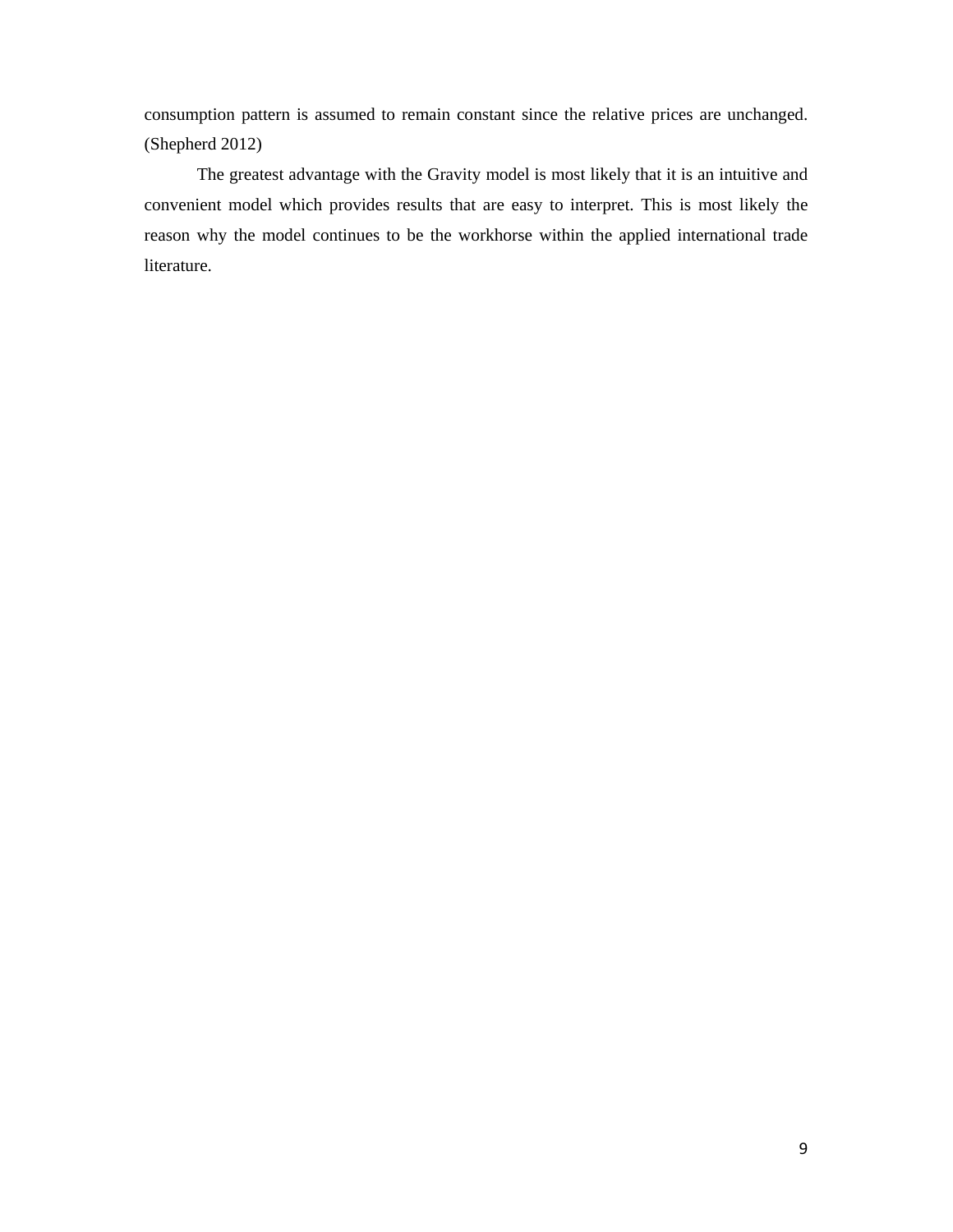consumption pattern is assumed to remain constant since the relative prices are unchanged. (Shepherd 2012)

The greatest advantage with the Gravity model is most likely that it is an intuitive and convenient model which provides results that are easy to interpret. This is most likely the reason why the model continues to be the workhorse within the applied international trade literature.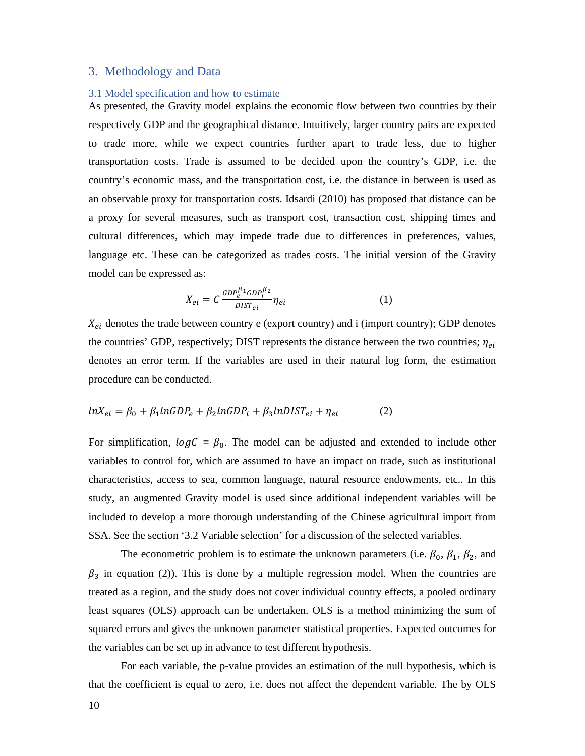# 3. Methodology and Data

## 3.1 Model specification and how to estimate

As presented, the Gravity model explains the economic flow between two countries by their respectively GDP and the geographical distance. Intuitively, larger country pairs are expected to trade more, while we expect countries further apart to trade less, due to higher transportation costs. Trade is assumed to be decided upon the country's GDP, i.e. the country's economic mass, and the transportation cost, i.e. the distance in between is used as an observable proxy for transportation costs. Idsardi (2010) has proposed that distance can be a proxy for several measures, such as transport cost, transaction cost, shipping times and cultural differences, which may impede trade due to differences in preferences, values, language etc. These can be categorized as trades costs. The initial version of the Gravity model can be expressed as:

$$X_{ei} = C\,\frac{GDP_e^{\beta_1} GDP_i^{\beta_2}}{DIST_{ei}}\eta_{ei} \qquad (1)$$

$X_{ei}$ denotes the trade between country e (export country) and i (import country); GDP denotes the countries' GDP, respectively; DIST represents the distance between the two countries; $\eta_{ei}$ denotes an error term. If the variables are used in their natural log form, the estimation procedure can be conducted.

$$lnX_{ei} = \beta_0 + \beta_1 lnGDP_e + \beta_2 lnGDP_i + \beta_3 lnDIST_{ei} + \eta_{ei} \qquad (2)$$

For simplification, $logC = \beta_0$. The model can be adjusted and extended to include other variables to control for, which are assumed to have an impact on trade, such as institutional characteristics, access to sea, common language, natural resource endowments, etc.. In this study, an augmented Gravity model is used since additional independent variables will be included to develop a more thorough understanding of the Chinese agricultural import from SSA. See the section '3.2 Variable selection' for a discussion of the selected variables.

The econometric problem is to estimate the unknown parameters (i.e. $\beta_0$, $\beta_1$, $\beta_2$, and $\beta_3$ in equation (2)). This is done by a multiple regression model. When the countries are treated as a region, and the study does not cover individual country effects, a pooled ordinary least squares (OLS) approach can be undertaken. OLS is a method minimizing the sum of squared errors and gives the unknown parameter statistical properties. Expected outcomes for the variables can be set up in advance to test different hypothesis.

For each variable, the p-value provides an estimation of the null hypothesis, which is that the coefficient is equal to zero, i.e. does not affect the dependent variable. The by OLS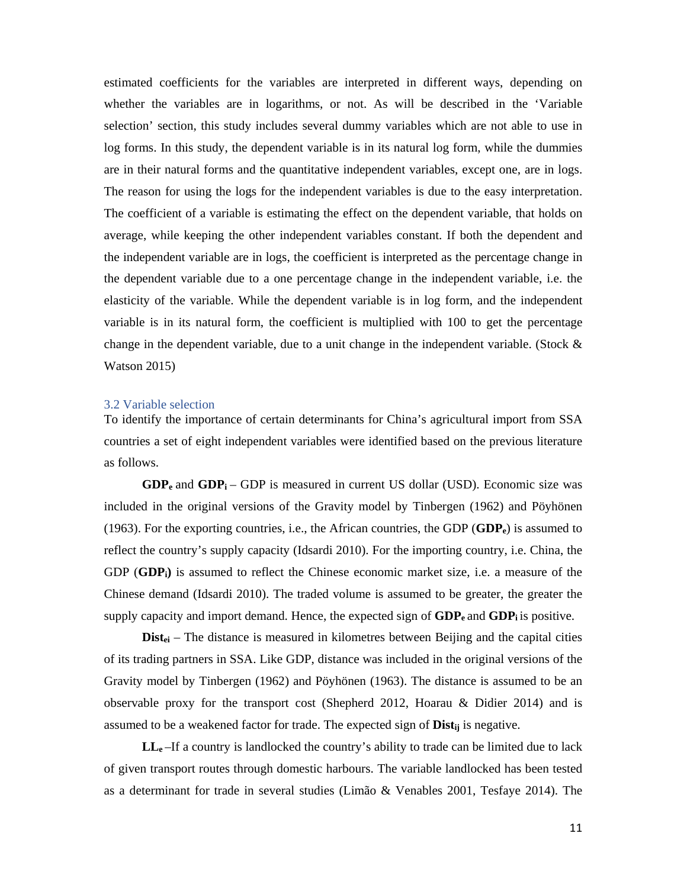estimated coefficients for the variables are interpreted in different ways, depending on whether the variables are in logarithms, or not. As will be described in the 'Variable selection' section, this study includes several dummy variables which are not able to use in log forms. In this study, the dependent variable is in its natural log form, while the dummies are in their natural forms and the quantitative independent variables, except one, are in logs. The reason for using the logs for the independent variables is due to the easy interpretation. The coefficient of a variable is estimating the effect on the dependent variable, that holds on average, while keeping the other independent variables constant. If both the dependent and the independent variable are in logs, the coefficient is interpreted as the percentage change in the dependent variable due to a one percentage change in the independent variable, i.e. the elasticity of the variable. While the dependent variable is in log form, and the independent variable is in its natural form, the coefficient is multiplied with 100 to get the percentage change in the dependent variable, due to a unit change in the independent variable. (Stock & Watson 2015)

### 3.2 Variable selection

To identify the importance of certain determinants for China's agricultural import from SSA countries a set of eight independent variables were identified based on the previous literature as follows.

**$GDP_e$** and **$GDP_i$** – GDP is measured in current US dollar (USD). Economic size was included in the original versions of the Gravity model by Tinbergen (1962) and Pöyhönen (1963). For the exporting countries, i.e., the African countries, the GDP (**$GDP_e$**) is assumed to reflect the country's supply capacity (Idsardi 2010). For the importing country, i.e. China, the GDP (**$GDP_i$)** is assumed to reflect the Chinese economic market size, i.e. a measure of the Chinese demand (Idsardi 2010). The traded volume is assumed to be greater, the greater the supply capacity and import demand. Hence, the expected sign of **$GDP_e$** and **$GDP_i$** is positive.

**$Dist_{ei}$** – The distance is measured in kilometres between Beijing and the capital cities of its trading partners in SSA. Like GDP, distance was included in the original versions of the Gravity model by Tinbergen (1962) and Pöyhönen (1963). The distance is assumed to be an observable proxy for the transport cost (Shepherd 2012, Hoarau & Didier 2014) and is assumed to be a weakened factor for trade. The expected sign of **$Dist_{ij}$** is negative.

**$LL_e$** –If a country is landlocked the country's ability to trade can be limited due to lack of given transport routes through domestic harbours. The variable landlocked has been tested as a determinant for trade in several studies (Limão & Venables 2001, Tesfaye 2014). The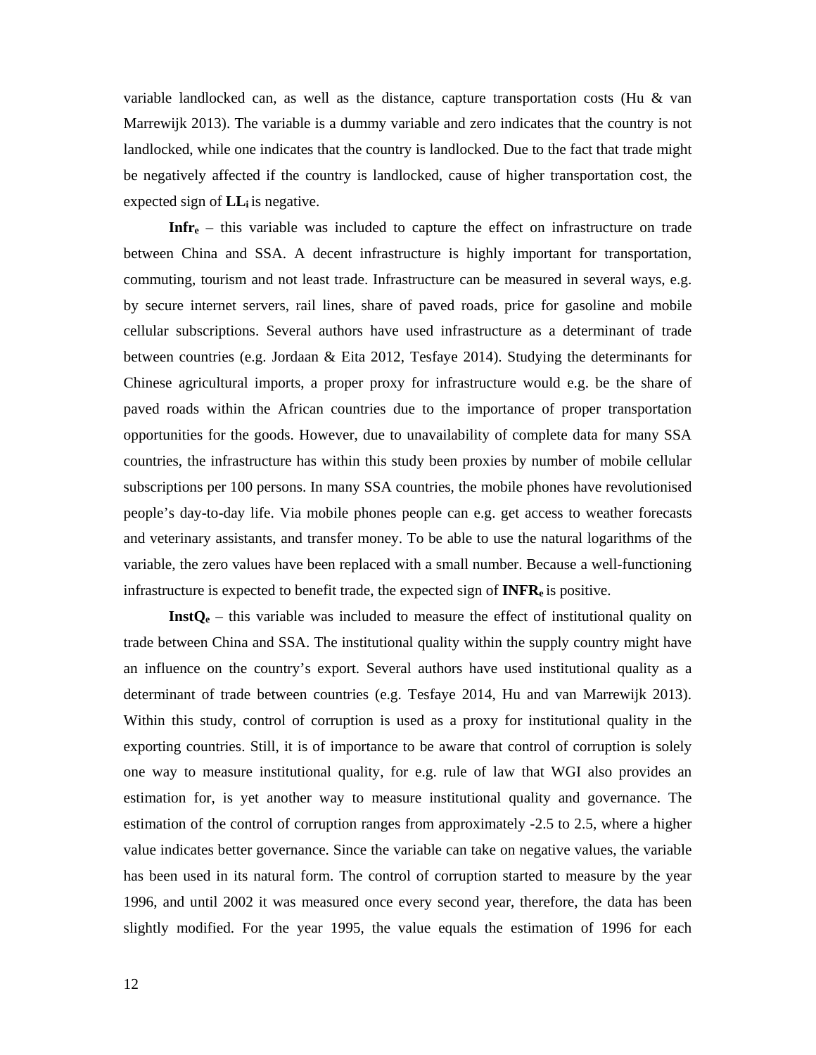variable landlocked can, as well as the distance, capture transportation costs (Hu & van Marrewijk 2013). The variable is a dummy variable and zero indicates that the country is not landlocked, while one indicates that the country is landlocked. Due to the fact that trade might be negatively affected if the country is landlocked, cause of higher transportation cost, the expected sign of $\mathbf{LL_i}$ is negative.

$\mathbf{Infr_e}$ – this variable was included to capture the effect on infrastructure on trade between China and SSA. A decent infrastructure is highly important for transportation, commuting, tourism and not least trade. Infrastructure can be measured in several ways, e.g. by secure internet servers, rail lines, share of paved roads, price for gasoline and mobile cellular subscriptions. Several authors have used infrastructure as a determinant of trade between countries (e.g. Jordaan & Eita 2012, Tesfaye 2014). Studying the determinants for Chinese agricultural imports, a proper proxy for infrastructure would e.g. be the share of paved roads within the African countries due to the importance of proper transportation opportunities for the goods. However, due to unavailability of complete data for many SSA countries, the infrastructure has within this study been proxies by number of mobile cellular subscriptions per 100 persons. In many SSA countries, the mobile phones have revolutionised people's day-to-day life. Via mobile phones people can e.g. get access to weather forecasts and veterinary assistants, and transfer money. To be able to use the natural logarithms of the variable, the zero values have been replaced with a small number. Because a well-functioning infrastructure is expected to benefit trade, the expected sign of $\mathbf{INFR_e}$ is positive.

$\mathbf{InstQ_e}$ – this variable was included to measure the effect of institutional quality on trade between China and SSA. The institutional quality within the supply country might have an influence on the country's export. Several authors have used institutional quality as a determinant of trade between countries (e.g. Tesfaye 2014, Hu and van Marrewijk 2013). Within this study, control of corruption is used as a proxy for institutional quality in the exporting countries. Still, it is of importance to be aware that control of corruption is solely one way to measure institutional quality, for e.g. rule of law that WGI also provides an estimation for, is yet another way to measure institutional quality and governance. The estimation of the control of corruption ranges from approximately -2.5 to 2.5, where a higher value indicates better governance. Since the variable can take on negative values, the variable has been used in its natural form. The control of corruption started to measure by the year 1996, and until 2002 it was measured once every second year, therefore, the data has been slightly modified. For the year 1995, the value equals the estimation of 1996 for each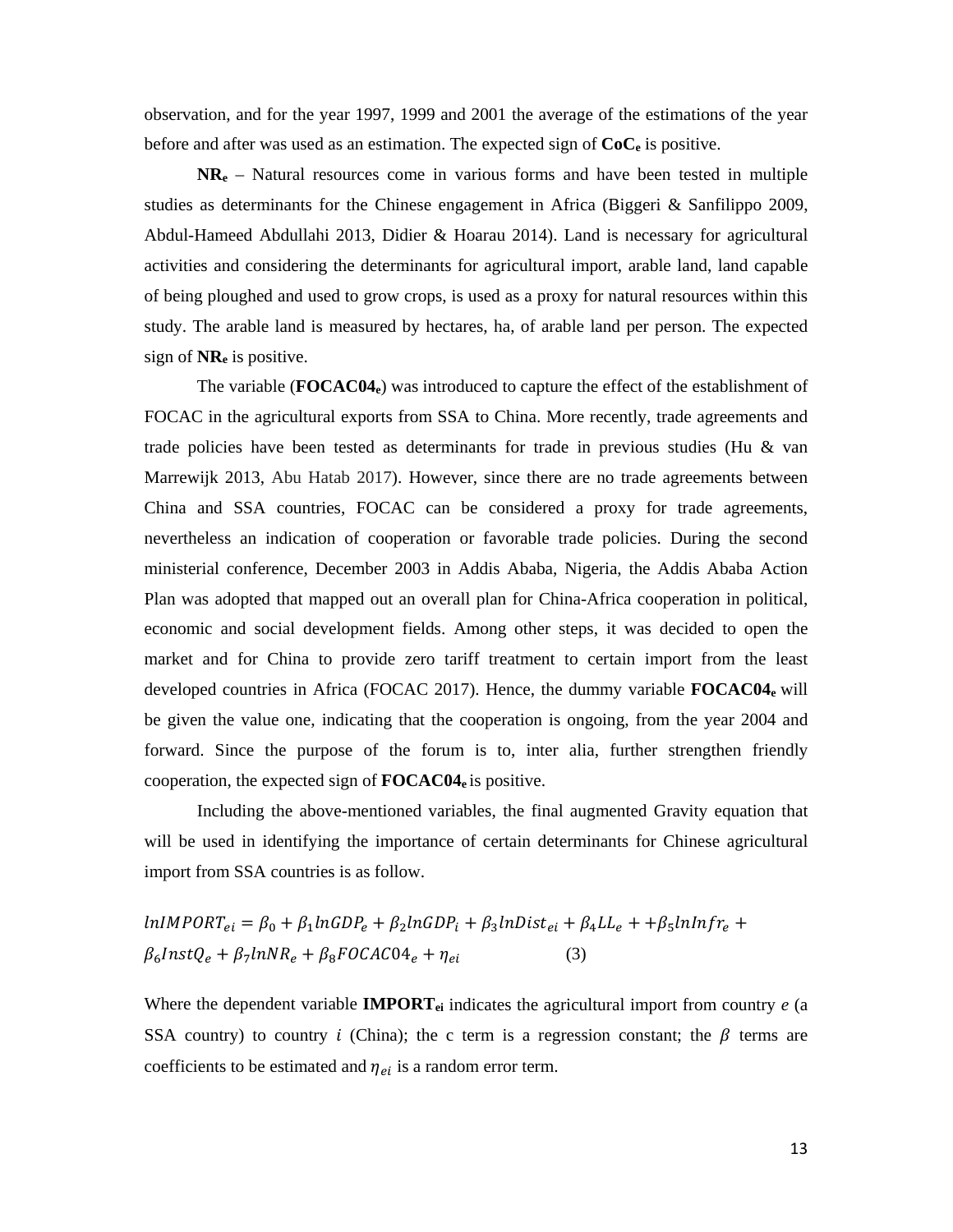observation, and for the year 1997, 1999 and 2001 the average of the estimations of the year before and after was used as an estimation. The expected sign of $\mathbf{CoC_e}$ is positive.

$\mathbf{NR_e}$ – Natural resources come in various forms and have been tested in multiple studies as determinants for the Chinese engagement in Africa (Biggeri & Sanfilippo 2009, Abdul-Hameed Abdullahi 2013, Didier & Hoarau 2014). Land is necessary for agricultural activities and considering the determinants for agricultural import, arable land, land capable of being ploughed and used to grow crops, is used as a proxy for natural resources within this study. The arable land is measured by hectares, ha, of arable land per person. The expected sign of $\mathbf{NR_e}$ is positive.

The variable ($\mathbf{FOCAC04_e}$) was introduced to capture the effect of the establishment of FOCAC in the agricultural exports from SSA to China. More recently, trade agreements and trade policies have been tested as determinants for trade in previous studies (Hu & van Marrewijk 2013, Abu Hatab 2017). However, since there are no trade agreements between China and SSA countries, FOCAC can be considered a proxy for trade agreements, nevertheless an indication of cooperation or favorable trade policies. During the second ministerial conference, December 2003 in Addis Ababa, Nigeria, the Addis Ababa Action Plan was adopted that mapped out an overall plan for China-Africa cooperation in political, economic and social development fields. Among other steps, it was decided to open the market and for China to provide zero tariff treatment to certain import from the least developed countries in Africa (FOCAC 2017). Hence, the dummy variable $\mathbf{FOCAC04_e}$ will be given the value one, indicating that the cooperation is ongoing, from the year 2004 and forward. Since the purpose of the forum is to, inter alia, further strengthen friendly cooperation, the expected sign of $\mathbf{FOCAC04_e}$ is positive.

Including the above-mentioned variables, the final augmented Gravity equation that will be used in identifying the importance of certain determinants for Chinese agricultural import from SSA countries is as follow.

$$lnIMPORT_{ei} = \beta_0 + \beta_1 lnGDP_e + \beta_2 lnGDP_i + \beta_3 lnDist_{ei} + \beta_4 LL_e + +\beta_5 lnInfr_e + \beta_6 InstQ_e + \beta_7 lnNR_e + \beta_8 FOCAC04_e + \eta_{ei} \quad (3)$$

Where the dependent variable $\mathbf{IMPORT_{ei}}$ indicates the agricultural import from country $e$ (a SSA country) to country $i$ (China); the c term is a regression constant; the $\beta$ terms are coefficients to be estimated and $\eta_{ei}$ is a random error term.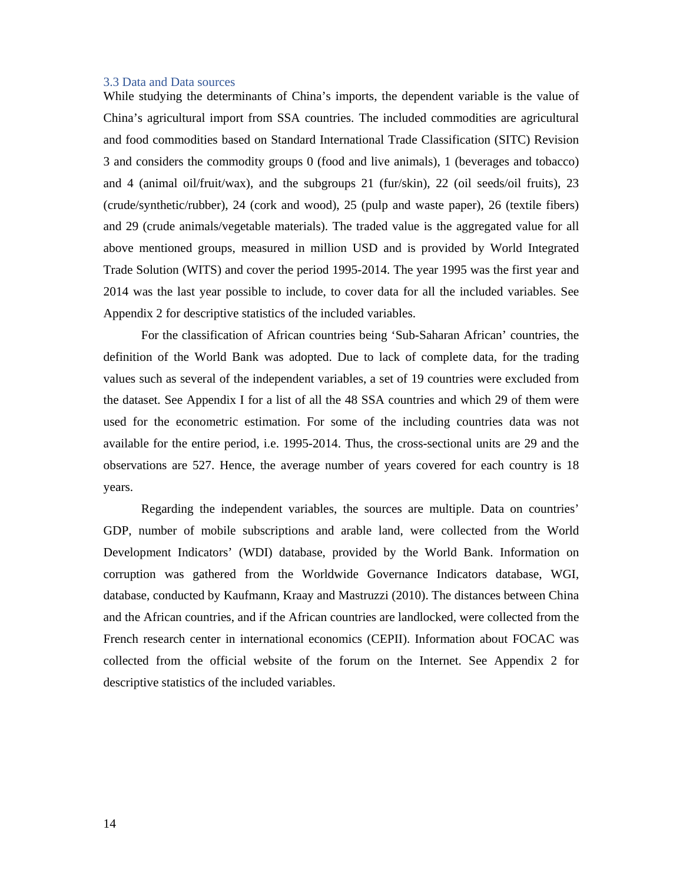### 3.3 Data and Data sources

While studying the determinants of China's imports, the dependent variable is the value of China's agricultural import from SSA countries. The included commodities are agricultural and food commodities based on Standard International Trade Classification (SITC) Revision 3 and considers the commodity groups 0 (food and live animals), 1 (beverages and tobacco) and 4 (animal oil/fruit/wax), and the subgroups 21 (fur/skin), 22 (oil seeds/oil fruits), 23 (crude/synthetic/rubber), 24 (cork and wood), 25 (pulp and waste paper), 26 (textile fibers) and 29 (crude animals/vegetable materials). The traded value is the aggregated value for all above mentioned groups, measured in million USD and is provided by World Integrated Trade Solution (WITS) and cover the period 1995-2014. The year 1995 was the first year and 2014 was the last year possible to include, to cover data for all the included variables. See Appendix 2 for descriptive statistics of the included variables.

For the classification of African countries being 'Sub-Saharan African' countries, the definition of the World Bank was adopted. Due to lack of complete data, for the trading values such as several of the independent variables, a set of 19 countries were excluded from the dataset. See Appendix I for a list of all the 48 SSA countries and which 29 of them were used for the econometric estimation. For some of the including countries data was not available for the entire period, i.e. 1995-2014. Thus, the cross-sectional units are 29 and the observations are 527. Hence, the average number of years covered for each country is 18 years.

Regarding the independent variables, the sources are multiple. Data on countries' GDP, number of mobile subscriptions and arable land, were collected from the World Development Indicators' (WDI) database, provided by the World Bank. Information on corruption was gathered from the Worldwide Governance Indicators database, WGI, database, conducted by Kaufmann, Kraay and Mastruzzi (2010). The distances between China and the African countries, and if the African countries are landlocked, were collected from the French research center in international economics (CEPII). Information about FOCAC was collected from the official website of the forum on the Internet. See Appendix 2 for descriptive statistics of the included variables.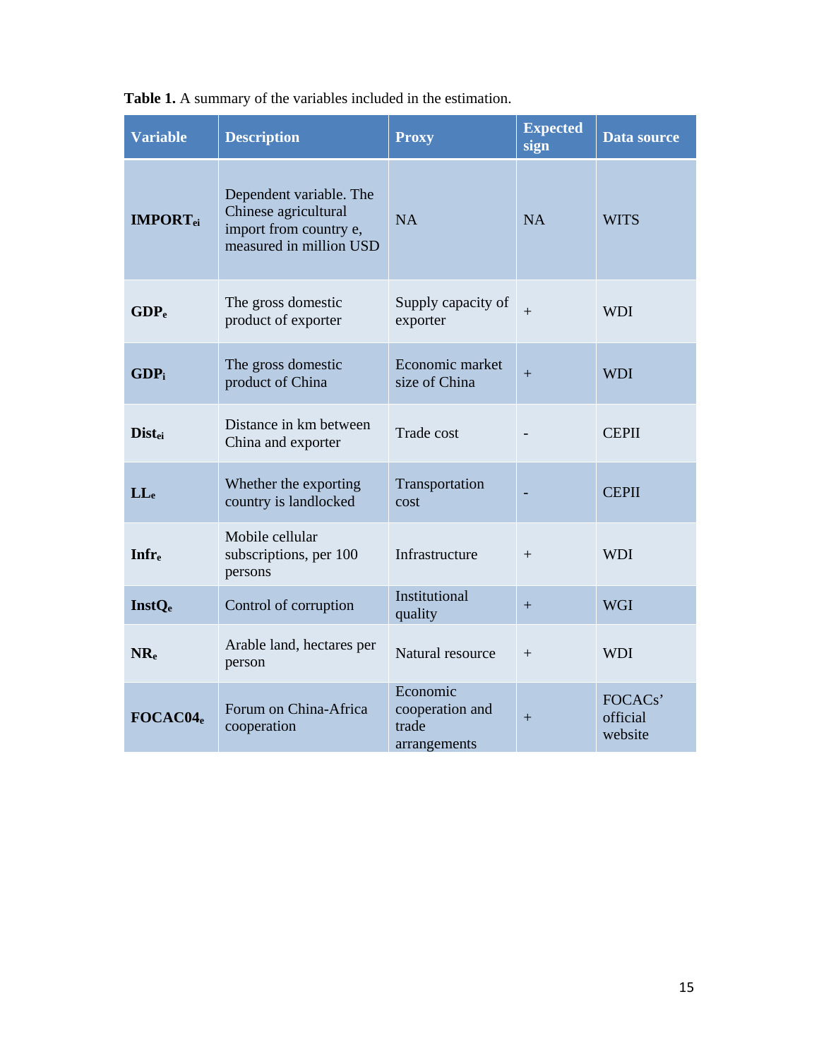**Table 1.** A summary of the variables included in the estimation.

| Variable | Description | Proxy | Expected sign | Data source |
|---|---|---|---|---|
| **$IMPORT_{ei}$** | Dependent variable. The Chinese agricultural import from country e, measured in million USD | NA | NA | WITS |
| **$GDP_e$** | The gross domestic product of exporter | Supply capacity of exporter | + | WDI |
| **$GDP_i$** | The gross domestic product of China | Economic market size of China | + | WDI |
| **$Dist_{ei}$** | Distance in km between China and exporter | Trade cost | - | CEPII |
| **$LL_e$** | Whether the exporting country is landlocked | Transportation cost | - | CEPII |
| **$Infr_e$** | Mobile cellular subscriptions, per 100 persons | Infrastructure | + | WDI |
| **$InstQ_e$** | Control of corruption | Institutional quality | + | WGI |
| **$NR_e$** | Arable land, hectares per person | Natural resource | + | WDI |
| **$FOCAC04_e$** | Forum on China-Africa cooperation | Economic cooperation and trade arrangements | + | FOCACs' official website |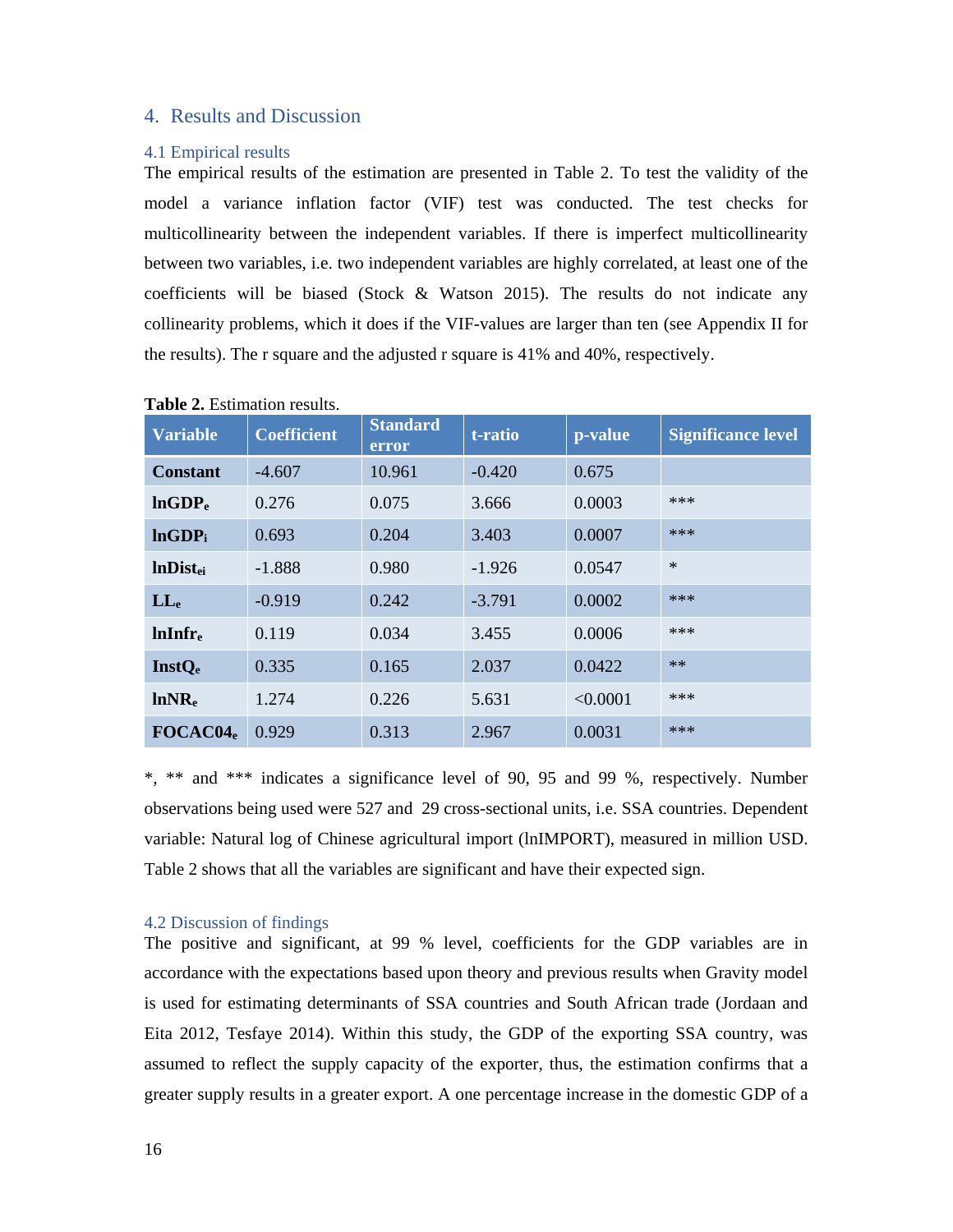## 4. Results and Discussion

### 4.1 Empirical results

The empirical results of the estimation are presented in Table 2. To test the validity of the model a variance inflation factor (VIF) test was conducted. The test checks for multicollinearity between the independent variables. If there is imperfect multicollinearity between two variables, i.e. two independent variables are highly correlated, at least one of the coefficients will be biased (Stock & Watson 2015). The results do not indicate any collinearity problems, which it does if the VIF-values are larger than ten (see Appendix II for the results). The r square and the adjusted r square is 41% and 40%, respectively.

**Table 2.** Estimation results.

| Variable | Coefficient | Standard error | t-ratio | p-value | Significance level |
|---|---|---|---|---|---|
| **Constant** | -4.607 | 10.961 | -0.420 | 0.675 | |
| **$lnGDP_e$** | 0.276 | 0.075 | 3.666 | 0.0003 | *** |
| **$lnGDP_i$** | 0.693 | 0.204 | 3.403 | 0.0007 | *** |
| **$lnDist_{ei}$** | -1.888 | 0.980 | -1.926 | 0.0547 | * |
| **$LL_e$** | -0.919 | 0.242 | -3.791 | 0.0002 | *** |
| **$lnInfr_e$** | 0.119 | 0.034 | 3.455 | 0.0006 | *** |
| **$InstQ_e$** | 0.335 | 0.165 | 2.037 | 0.0422 | ** |
| **$lnNR_e$** | 1.274 | 0.226 | 5.631 | <0.0001 | *** |
| **$FOCAC04_e$** | 0.929 | 0.313 | 2.967 | 0.0031 | *** |

*, ** and *** indicates a significance level of 90, 95 and 99 %, respectively. Number observations being used were 527 and 29 cross-sectional units, i.e. SSA countries. Dependent variable: Natural log of Chinese agricultural import (lnIMPORT), measured in million USD. Table 2 shows that all the variables are significant and have their expected sign.

### 4.2 Discussion of findings

The positive and significant, at 99 % level, coefficients for the GDP variables are in accordance with the expectations based upon theory and previous results when Gravity model is used for estimating determinants of SSA countries and South African trade (Jordaan and Eita 2012, Tesfaye 2014). Within this study, the GDP of the exporting SSA country, was assumed to reflect the supply capacity of the exporter, thus, the estimation confirms that a greater supply results in a greater export. A one percentage increase in the domestic GDP of a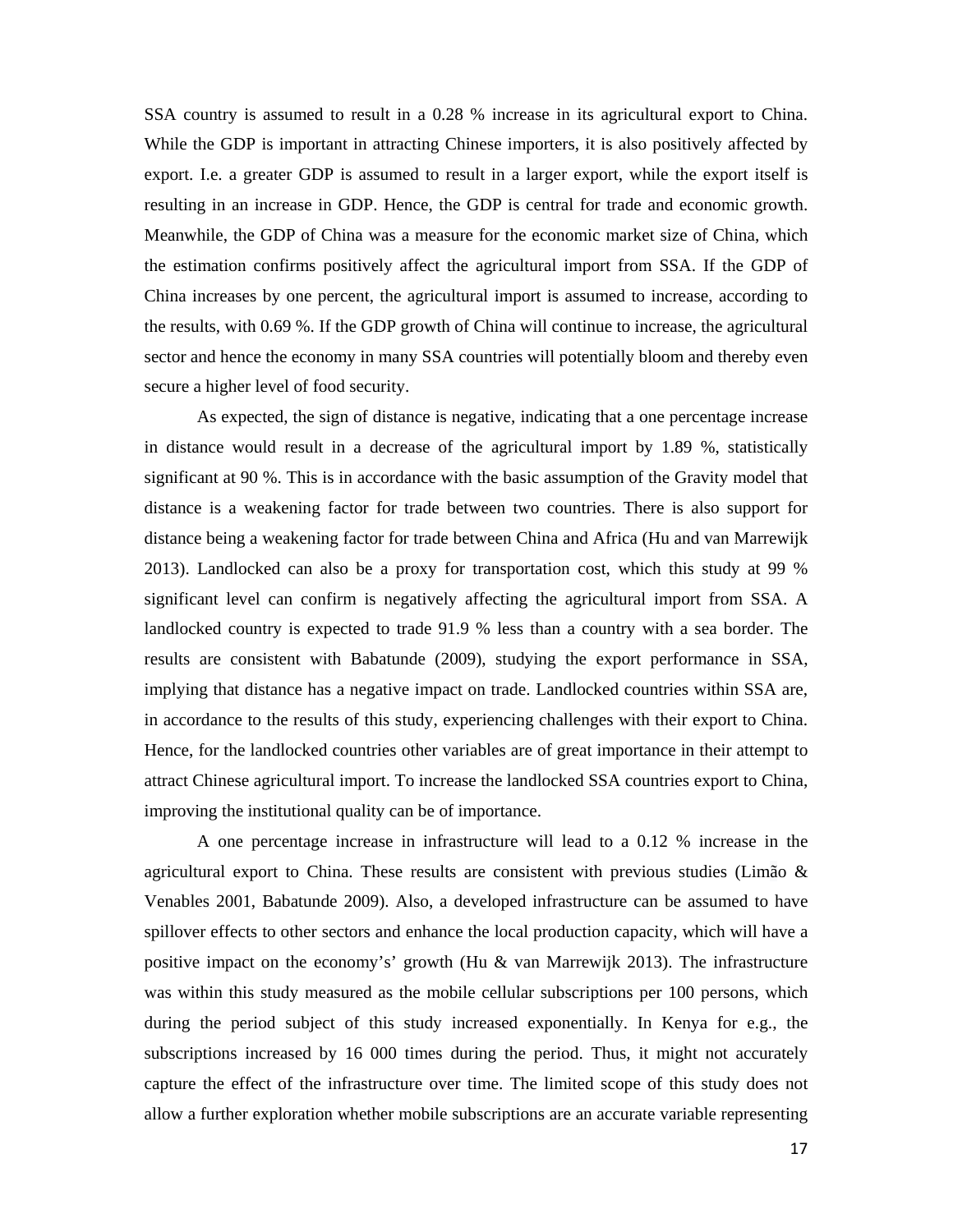SSA country is assumed to result in a 0.28 % increase in its agricultural export to China. While the GDP is important in attracting Chinese importers, it is also positively affected by export. I.e. a greater GDP is assumed to result in a larger export, while the export itself is resulting in an increase in GDP. Hence, the GDP is central for trade and economic growth. Meanwhile, the GDP of China was a measure for the economic market size of China, which the estimation confirms positively affect the agricultural import from SSA. If the GDP of China increases by one percent, the agricultural import is assumed to increase, according to the results, with 0.69 %. If the GDP growth of China will continue to increase, the agricultural sector and hence the economy in many SSA countries will potentially bloom and thereby even secure a higher level of food security.

As expected, the sign of distance is negative, indicating that a one percentage increase in distance would result in a decrease of the agricultural import by 1.89 %, statistically significant at 90 %. This is in accordance with the basic assumption of the Gravity model that distance is a weakening factor for trade between two countries. There is also support for distance being a weakening factor for trade between China and Africa (Hu and van Marrewijk 2013). Landlocked can also be a proxy for transportation cost, which this study at 99 % significant level can confirm is negatively affecting the agricultural import from SSA. A landlocked country is expected to trade 91.9 % less than a country with a sea border. The results are consistent with Babatunde (2009), studying the export performance in SSA, implying that distance has a negative impact on trade. Landlocked countries within SSA are, in accordance to the results of this study, experiencing challenges with their export to China. Hence, for the landlocked countries other variables are of great importance in their attempt to attract Chinese agricultural import. To increase the landlocked SSA countries export to China, improving the institutional quality can be of importance.

A one percentage increase in infrastructure will lead to a 0.12 % increase in the agricultural export to China. These results are consistent with previous studies (Limão & Venables 2001, Babatunde 2009). Also, a developed infrastructure can be assumed to have spillover effects to other sectors and enhance the local production capacity, which will have a positive impact on the economy's' growth (Hu & van Marrewijk 2013). The infrastructure was within this study measured as the mobile cellular subscriptions per 100 persons, which during the period subject of this study increased exponentially. In Kenya for e.g., the subscriptions increased by 16 000 times during the period. Thus, it might not accurately capture the effect of the infrastructure over time. The limited scope of this study does not allow a further exploration whether mobile subscriptions are an accurate variable representing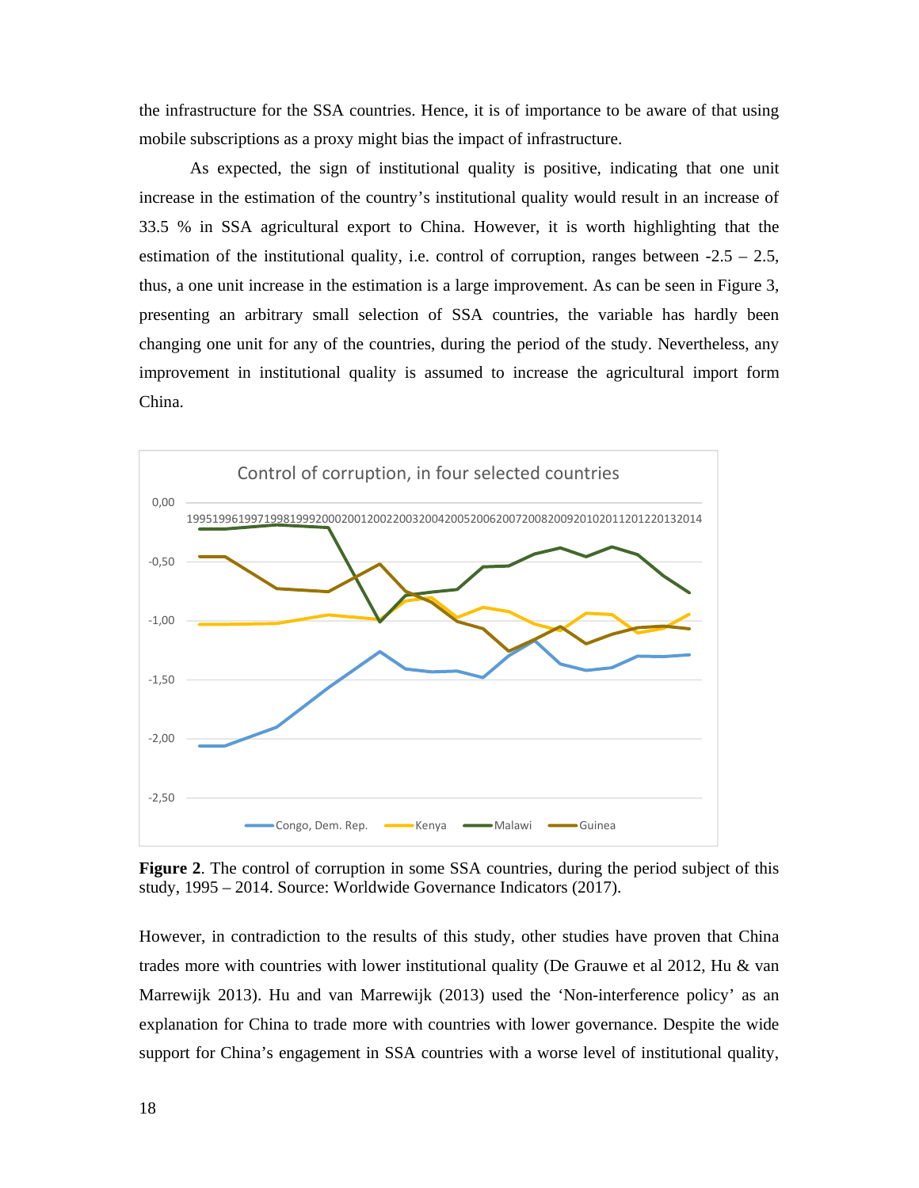the infrastructure for the SSA countries. Hence, it is of importance to be aware of that using mobile subscriptions as a proxy might bias the impact of infrastructure.

As expected, the sign of institutional quality is positive, indicating that one unit increase in the estimation of the country's institutional quality would result in an increase of 33.5 % in SSA agricultural export to China. However, it is worth highlighting that the estimation of the institutional quality, i.e. control of corruption, ranges between -2.5 – 2.5, thus, a one unit increase in the estimation is a large improvement. As can be seen in Figure 3, presenting an arbitrary small selection of SSA countries, the variable has hardly been changing one unit for any of the countries, during the period of the study. Nevertheless, any improvement in institutional quality is assumed to increase the agricultural import form China.

**Figure 2**. The control of corruption in some SSA countries, during the period subject of this study, 1995 – 2014. Source: Worldwide Governance Indicators (2017).

However, in contradiction to the results of this study, other studies have proven that China trades more with countries with lower institutional quality (De Grauwe et al 2012, Hu & van Marrewijk 2013). Hu and van Marrewijk (2013) used the 'Non-interference policy' as an explanation for China to trade more with countries with lower governance. Despite the wide support for China's engagement in SSA countries with a worse level of institutional quality,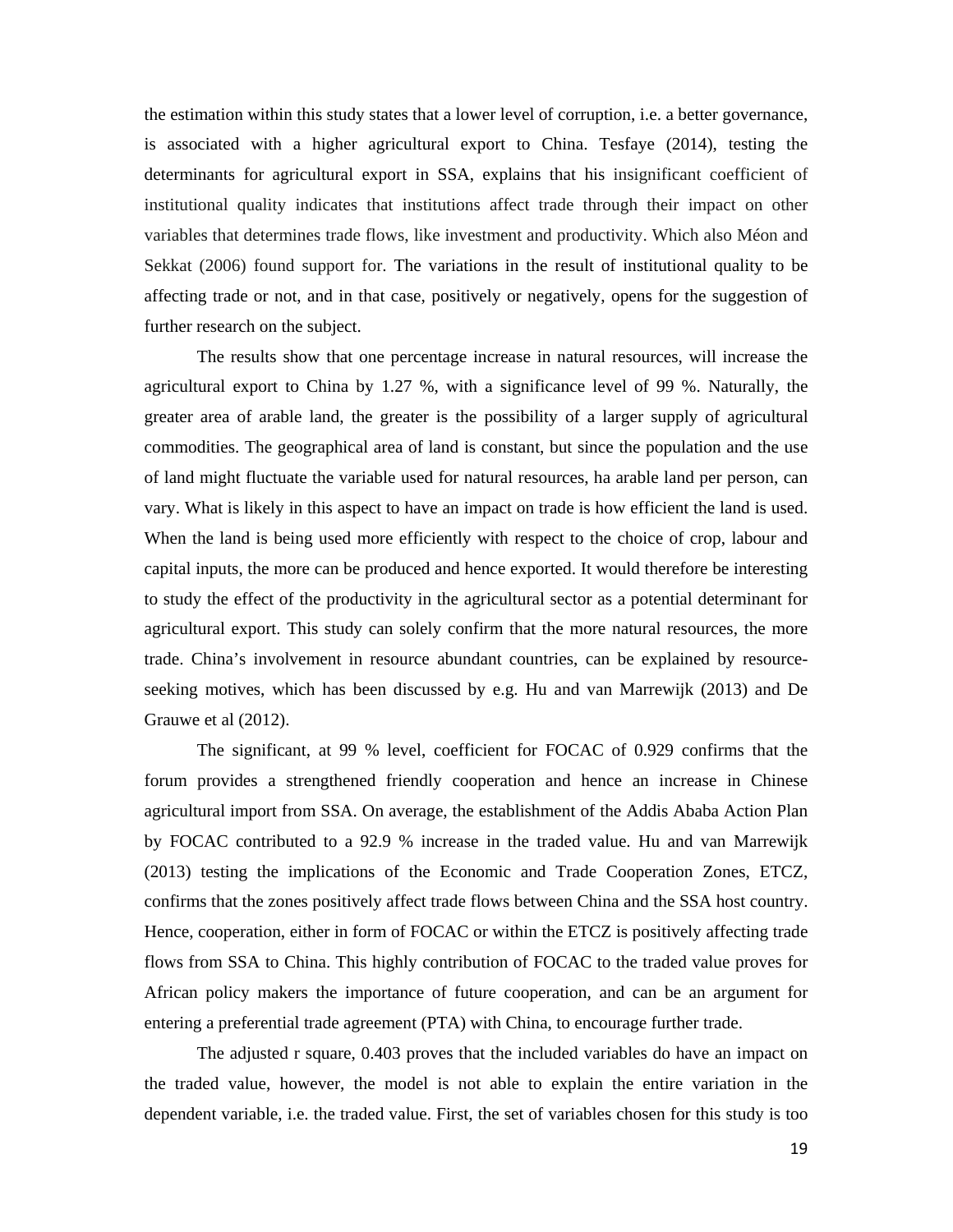the estimation within this study states that a lower level of corruption, i.e. a better governance, is associated with a higher agricultural export to China. Tesfaye (2014), testing the determinants for agricultural export in SSA, explains that his insignificant coefficient of institutional quality indicates that institutions affect trade through their impact on other variables that determines trade flows, like investment and productivity. Which also Méon and Sekkat (2006) found support for. The variations in the result of institutional quality to be affecting trade or not, and in that case, positively or negatively, opens for the suggestion of further research on the subject.

The results show that one percentage increase in natural resources, will increase the agricultural export to China by 1.27 %, with a significance level of 99 %. Naturally, the greater area of arable land, the greater is the possibility of a larger supply of agricultural commodities. The geographical area of land is constant, but since the population and the use of land might fluctuate the variable used for natural resources, ha arable land per person, can vary. What is likely in this aspect to have an impact on trade is how efficient the land is used. When the land is being used more efficiently with respect to the choice of crop, labour and capital inputs, the more can be produced and hence exported. It would therefore be interesting to study the effect of the productivity in the agricultural sector as a potential determinant for agricultural export. This study can solely confirm that the more natural resources, the more trade. China's involvement in resource abundant countries, can be explained by resource-seeking motives, which has been discussed by e.g. Hu and van Marrewijk (2013) and De Grauwe et al (2012).

The significant, at 99 % level, coefficient for FOCAC of 0.929 confirms that the forum provides a strengthened friendly cooperation and hence an increase in Chinese agricultural import from SSA. On average, the establishment of the Addis Ababa Action Plan by FOCAC contributed to a 92.9 % increase in the traded value. Hu and van Marrewijk (2013) testing the implications of the Economic and Trade Cooperation Zones, ETCZ, confirms that the zones positively affect trade flows between China and the SSA host country. Hence, cooperation, either in form of FOCAC or within the ETCZ is positively affecting trade flows from SSA to China. This highly contribution of FOCAC to the traded value proves for African policy makers the importance of future cooperation, and can be an argument for entering a preferential trade agreement (PTA) with China, to encourage further trade.

The adjusted r square, 0.403 proves that the included variables do have an impact on the traded value, however, the model is not able to explain the entire variation in the dependent variable, i.e. the traded value. First, the set of variables chosen for this study is too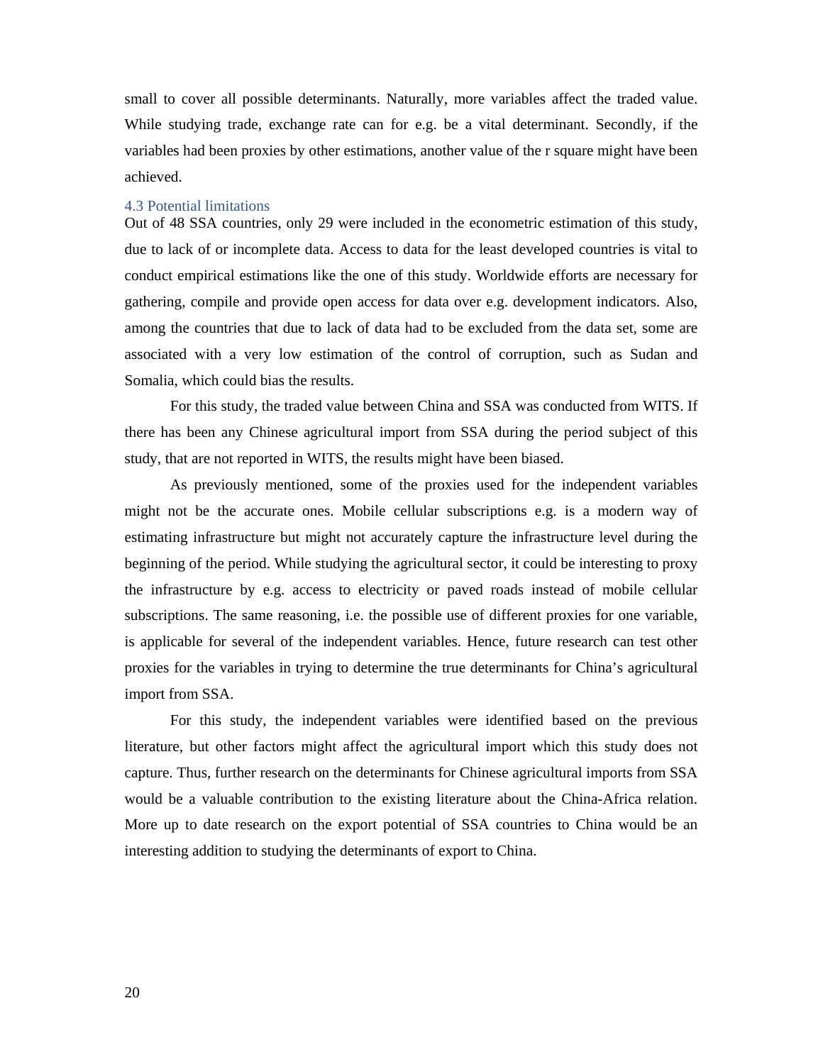small to cover all possible determinants. Naturally, more variables affect the traded value. While studying trade, exchange rate can for e.g. be a vital determinant. Secondly, if the variables had been proxies by other estimations, another value of the r square might have been achieved.

### 4.3 Potential limitations

Out of 48 SSA countries, only 29 were included in the econometric estimation of this study, due to lack of or incomplete data. Access to data for the least developed countries is vital to conduct empirical estimations like the one of this study. Worldwide efforts are necessary for gathering, compile and provide open access for data over e.g. development indicators. Also, among the countries that due to lack of data had to be excluded from the data set, some are associated with a very low estimation of the control of corruption, such as Sudan and Somalia, which could bias the results.

For this study, the traded value between China and SSA was conducted from WITS. If there has been any Chinese agricultural import from SSA during the period subject of this study, that are not reported in WITS, the results might have been biased.

As previously mentioned, some of the proxies used for the independent variables might not be the accurate ones. Mobile cellular subscriptions e.g. is a modern way of estimating infrastructure but might not accurately capture the infrastructure level during the beginning of the period. While studying the agricultural sector, it could be interesting to proxy the infrastructure by e.g. access to electricity or paved roads instead of mobile cellular subscriptions. The same reasoning, i.e. the possible use of different proxies for one variable, is applicable for several of the independent variables. Hence, future research can test other proxies for the variables in trying to determine the true determinants for China's agricultural import from SSA.

For this study, the independent variables were identified based on the previous literature, but other factors might affect the agricultural import which this study does not capture. Thus, further research on the determinants for Chinese agricultural imports from SSA would be a valuable contribution to the existing literature about the China-Africa relation. More up to date research on the export potential of SSA countries to China would be an interesting addition to studying the determinants of export to China.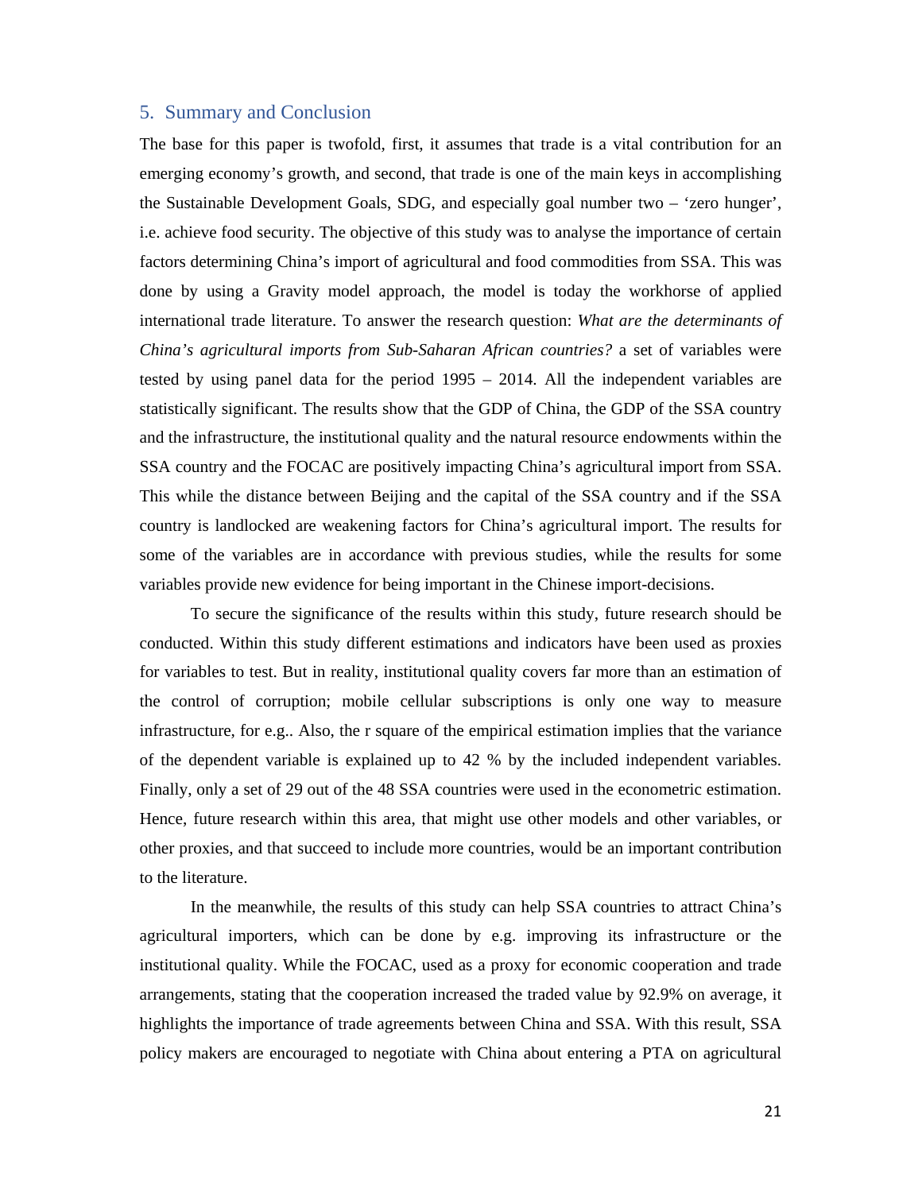## 5. Summary and Conclusion

The base for this paper is twofold, first, it assumes that trade is a vital contribution for an emerging economy's growth, and second, that trade is one of the main keys in accomplishing the Sustainable Development Goals, SDG, and especially goal number two – 'zero hunger', i.e. achieve food security. The objective of this study was to analyse the importance of certain factors determining China's import of agricultural and food commodities from SSA. This was done by using a Gravity model approach, the model is today the workhorse of applied international trade literature. To answer the research question: *What are the determinants of China's agricultural imports from Sub-Saharan African countries?* a set of variables were tested by using panel data for the period 1995 – 2014. All the independent variables are statistically significant. The results show that the GDP of China, the GDP of the SSA country and the infrastructure, the institutional quality and the natural resource endowments within the SSA country and the FOCAC are positively impacting China's agricultural import from SSA. This while the distance between Beijing and the capital of the SSA country and if the SSA country is landlocked are weakening factors for China's agricultural import. The results for some of the variables are in accordance with previous studies, while the results for some variables provide new evidence for being important in the Chinese import-decisions.

To secure the significance of the results within this study, future research should be conducted. Within this study different estimations and indicators have been used as proxies for variables to test. But in reality, institutional quality covers far more than an estimation of the control of corruption; mobile cellular subscriptions is only one way to measure infrastructure, for e.g.. Also, the r square of the empirical estimation implies that the variance of the dependent variable is explained up to 42 % by the included independent variables. Finally, only a set of 29 out of the 48 SSA countries were used in the econometric estimation. Hence, future research within this area, that might use other models and other variables, or other proxies, and that succeed to include more countries, would be an important contribution to the literature.

In the meanwhile, the results of this study can help SSA countries to attract China's agricultural importers, which can be done by e.g. improving its infrastructure or the institutional quality. While the FOCAC, used as a proxy for economic cooperation and trade arrangements, stating that the cooperation increased the traded value by 92.9% on average, it highlights the importance of trade agreements between China and SSA. With this result, SSA policy makers are encouraged to negotiate with China about entering a PTA on agricultural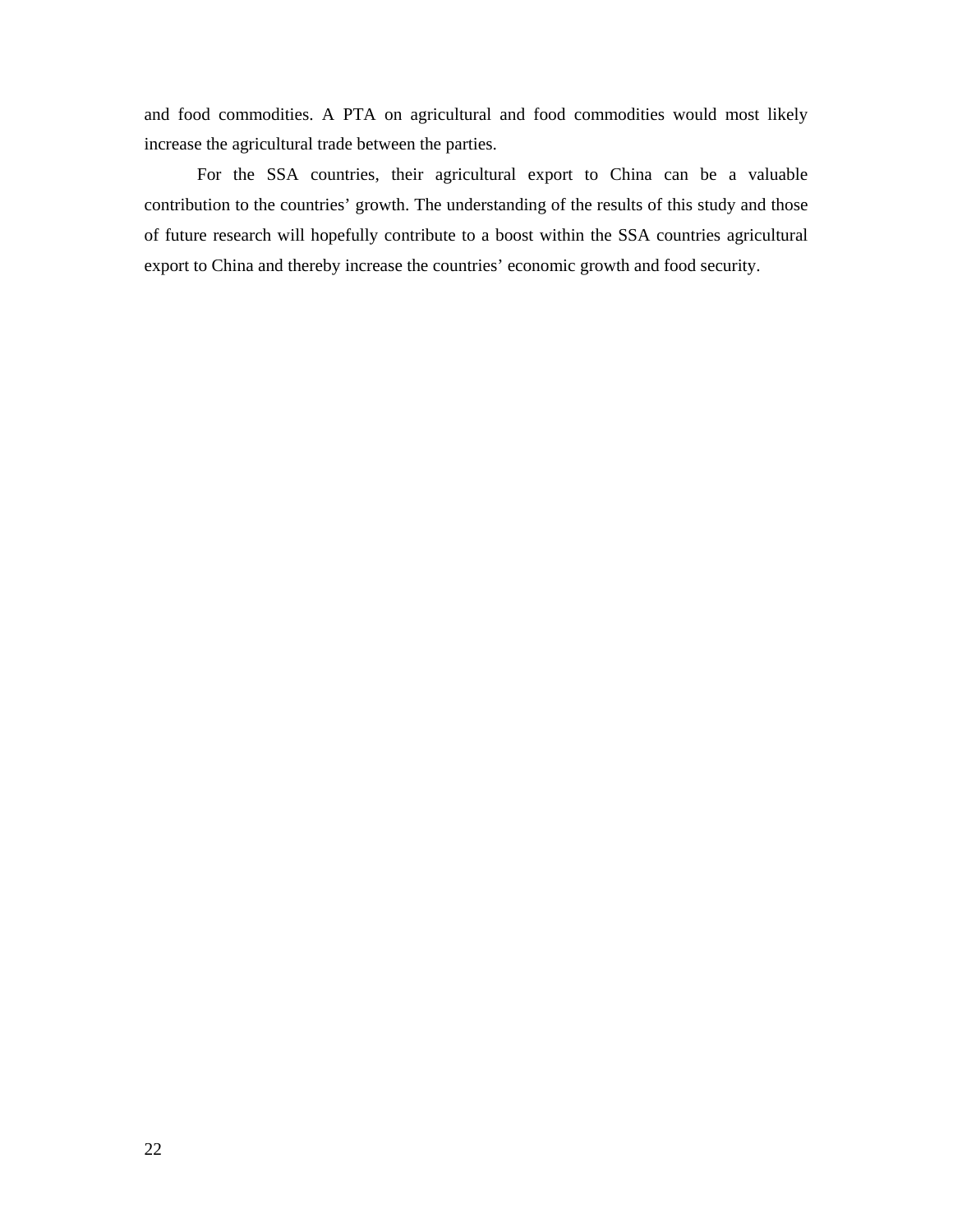and food commodities. A PTA on agricultural and food commodities would most likely increase the agricultural trade between the parties.

For the SSA countries, their agricultural export to China can be a valuable contribution to the countries' growth. The understanding of the results of this study and those of future research will hopefully contribute to a boost within the SSA countries agricultural export to China and thereby increase the countries' economic growth and food security.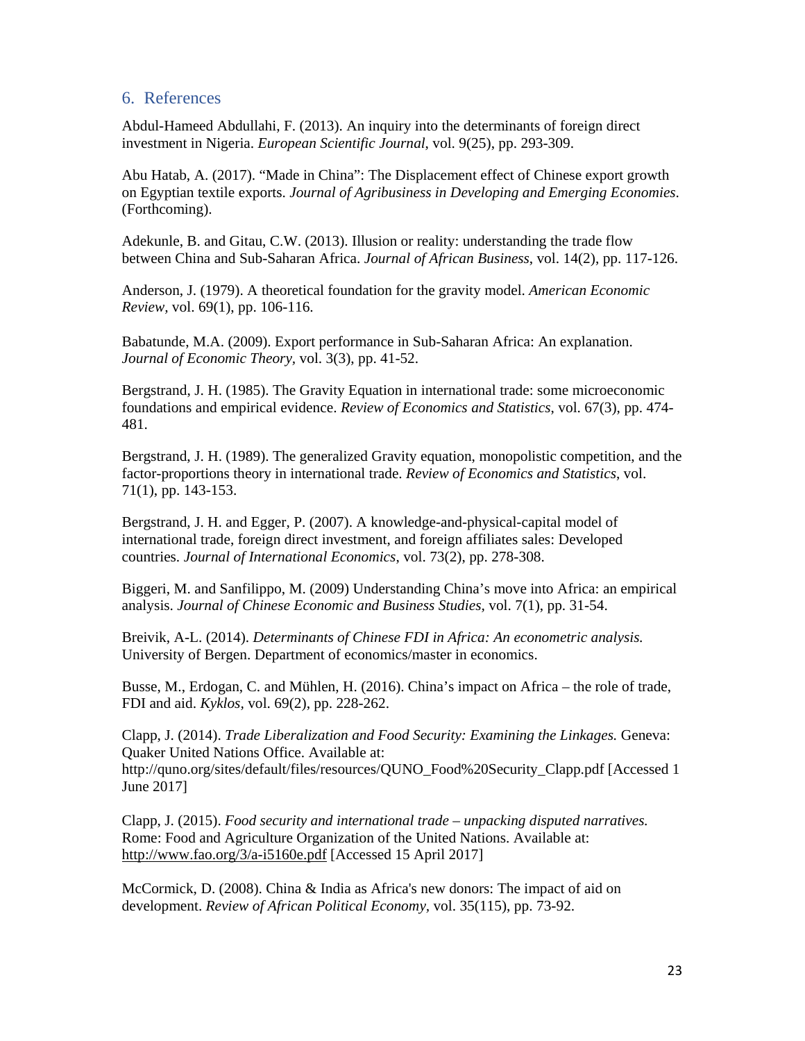## 6. References

Abdul-Hameed Abdullahi, F. (2013). An inquiry into the determinants of foreign direct investment in Nigeria. *European Scientific Journal*, vol. 9(25), pp. 293-309.

Abu Hatab, A. (2017). "Made in China": The Displacement effect of Chinese export growth on Egyptian textile exports. *Journal of Agribusiness in Developing and Emerging Economies*. (Forthcoming).

Adekunle, B. and Gitau, C.W. (2013). Illusion or reality: understanding the trade flow between China and Sub-Saharan Africa. *Journal of African Business*, vol. 14(2), pp. 117-126.

Anderson, J. (1979). A theoretical foundation for the gravity model. *American Economic Review*, vol. 69(1), pp. 106-116.

Babatunde, M.A. (2009). Export performance in Sub-Saharan Africa: An explanation. *Journal of Economic Theory*, vol. 3(3), pp. 41-52.

Bergstrand, J. H. (1985). The Gravity Equation in international trade: some microeconomic foundations and empirical evidence. *Review of Economics and Statistics*, vol. 67(3), pp. 474-481.

Bergstrand, J. H. (1989). The generalized Gravity equation, monopolistic competition, and the factor-proportions theory in international trade. *Review of Economics and Statistics*, vol. 71(1), pp. 143-153.

Bergstrand, J. H. and Egger, P. (2007). A knowledge-and-physical-capital model of international trade, foreign direct investment, and foreign affiliates sales: Developed countries. *Journal of International Economics*, vol. 73(2), pp. 278-308.

Biggeri, M. and Sanfilippo, M. (2009) Understanding China's move into Africa: an empirical analysis. *Journal of Chinese Economic and Business Studies*, vol. 7(1), pp. 31-54.

Breivik, A-L. (2014). *Determinants of Chinese FDI in Africa: An econometric analysis.* University of Bergen. Department of economics/master in economics.

Busse, M., Erdogan, C. and Mühlen, H. (2016). China's impact on Africa – the role of trade, FDI and aid. *Kyklos*, vol. 69(2), pp. 228-262.

Clapp, J. (2014). *Trade Liberalization and Food Security: Examining the Linkages.* Geneva: Quaker United Nations Office. Available at: http://quno.org/sites/default/files/resources/QUNO_Food%20Security_Clapp.pdf [Accessed 1 June 2017]

Clapp, J. (2015). *Food security and international trade – unpacking disputed narratives.* Rome: Food and Agriculture Organization of the United Nations. Available at: http://www.fao.org/3/a-i5160e.pdf [Accessed 15 April 2017]

McCormick, D. (2008). China & India as Africa's new donors: The impact of aid on development. *Review of African Political Economy*, vol. 35(115), pp. 73-92.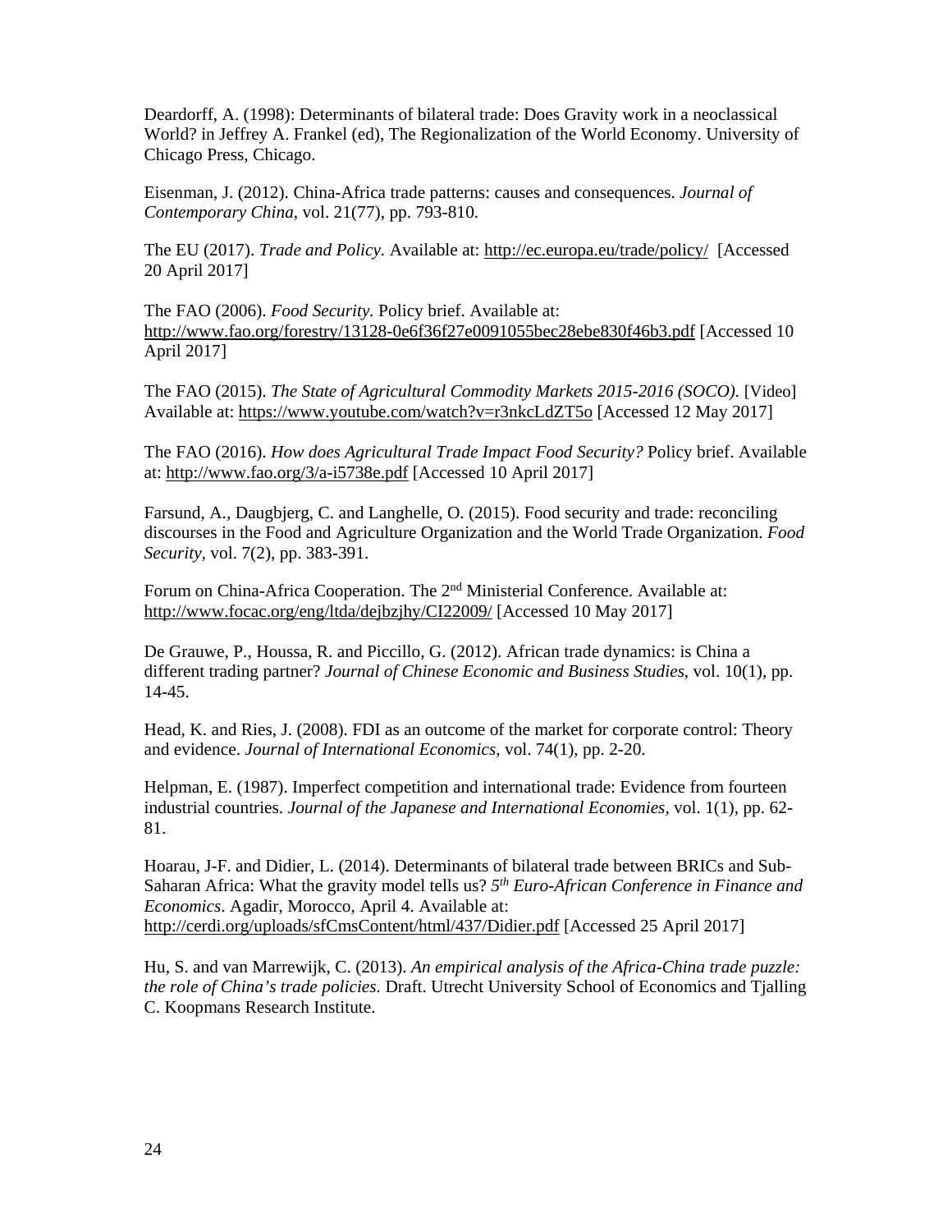Deardorff, A. (1998): Determinants of bilateral trade: Does Gravity work in a neoclassical World? in Jeffrey A. Frankel (ed), The Regionalization of the World Economy. University of Chicago Press, Chicago.

Eisenman, J. (2012). China-Africa trade patterns: causes and consequences. *Journal of Contemporary China*, vol. 21(77), pp. 793-810.

The EU (2017). *Trade and Policy.* Available at: http://ec.europa.eu/trade/policy/ [Accessed 20 April 2017]

The FAO (2006). *Food Security.* Policy brief. Available at: http://www.fao.org/forestry/13128-0e6f36f27e0091055bec28ebe830f46b3.pdf [Accessed 10 April 2017]

The FAO (2015). *The State of Agricultural Commodity Markets 2015-2016 (SOCO).* [Video] Available at: https://www.youtube.com/watch?v=r3nkcLdZT5o [Accessed 12 May 2017]

The FAO (2016). *How does Agricultural Trade Impact Food Security?* Policy brief. Available at: http://www.fao.org/3/a-i5738e.pdf [Accessed 10 April 2017]

Farsund, A., Daugbjerg, C. and Langhelle, O. (2015). Food security and trade: reconciling discourses in the Food and Agriculture Organization and the World Trade Organization. *Food Security*, vol. 7(2), pp. 383-391.

Forum on China-Africa Cooperation. The 2nd Ministerial Conference. Available at: http://www.focac.org/eng/ltda/dejbzjhy/CI22009/ [Accessed 10 May 2017]

De Grauwe, P., Houssa, R. and Piccillo, G. (2012). African trade dynamics: is China a different trading partner? *Journal of Chinese Economic and Business Studies*, vol. 10(1), pp. 14-45.

Head, K. and Ries, J. (2008). FDI as an outcome of the market for corporate control: Theory and evidence. *Journal of International Economics*, vol. 74(1), pp. 2-20.

Helpman, E. (1987). Imperfect competition and international trade: Evidence from fourteen industrial countries. *Journal of the Japanese and International Economies*, vol. 1(1), pp. 62-81.

Hoarau, J-F. and Didier, L. (2014). Determinants of bilateral trade between BRICs and Sub-Saharan Africa: What the gravity model tells us? *5th Euro-African Conference in Finance and Economics*. Agadir, Morocco, April 4. Available at: http://cerdi.org/uploads/sfCmsContent/html/437/Didier.pdf [Accessed 25 April 2017]

Hu, S. and van Marrewijk, C. (2013). *An empirical analysis of the Africa-China trade puzzle: the role of China's trade policies.* Draft. Utrecht University School of Economics and Tjalling C. Koopmans Research Institute.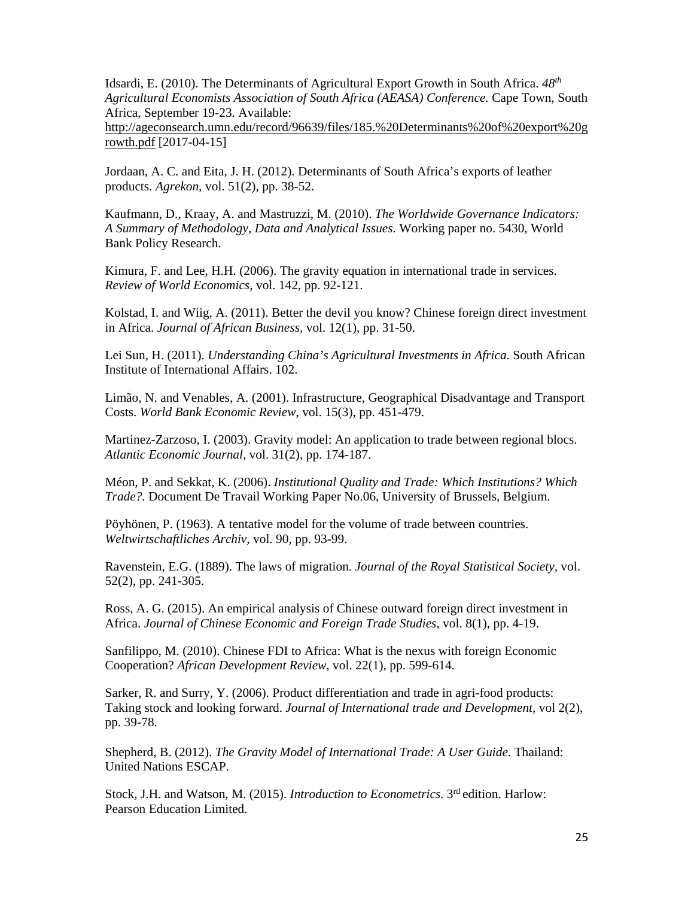Idsardi, E. (2010). The Determinants of Agricultural Export Growth in South Africa. *48th Agricultural Economists Association of South Africa (AEASA) Conference.* Cape Town, South Africa, September 19-23. Available: http://ageconsearch.umn.edu/record/96639/files/185.%20Determinants%20of%20export%20growth.pdf [2017-04-15]

Jordaan, A. C. and Eita, J. H. (2012). Determinants of South Africa's exports of leather products. *Agrekon*, vol. 51(2), pp. 38-52.

Kaufmann, D., Kraay, A. and Mastruzzi, M. (2010). *The Worldwide Governance Indicators: A Summary of Methodology, Data and Analytical Issues.* Working paper no. 5430, World Bank Policy Research.

Kimura, F. and Lee, H.H. (2006). The gravity equation in international trade in services. *Review of World Economics*, vol. 142, pp. 92-121.

Kolstad, I. and Wiig, A. (2011). Better the devil you know? Chinese foreign direct investment in Africa. *Journal of African Business*, vol. 12(1), pp. 31-50.

Lei Sun, H. (2011). *Understanding China's Agricultural Investments in Africa.* South African Institute of International Affairs. 102.

Limão, N. and Venables, A. (2001). Infrastructure, Geographical Disadvantage and Transport Costs. *World Bank Economic Review*, vol. 15(3), pp. 451-479.

Martinez-Zarzoso, I. (2003). Gravity model: An application to trade between regional blocs. *Atlantic Economic Journal*, vol. 31(2), pp. 174-187.

Méon, P. and Sekkat, K. (2006). *Institutional Quality and Trade: Which Institutions? Which Trade?.* Document De Travail Working Paper No.06, University of Brussels, Belgium.

Pöyhönen, P. (1963). A tentative model for the volume of trade between countries. *Weltwirtschaftliches Archiv*, vol. 90, pp. 93-99.

Ravenstein, E.G. (1889). The laws of migration. *Journal of the Royal Statistical Society*, vol. 52(2), pp. 241-305.

Ross, A. G. (2015). An empirical analysis of Chinese outward foreign direct investment in Africa. *Journal of Chinese Economic and Foreign Trade Studies*, vol. 8(1), pp. 4-19.

Sanfilippo, M. (2010). Chinese FDI to Africa: What is the nexus with foreign Economic Cooperation? *African Development Review*, vol. 22(1), pp. 599-614.

Sarker, R. and Surry, Y. (2006). Product differentiation and trade in agri-food products: Taking stock and looking forward. *Journal of International trade and Development*, vol 2(2), pp. 39-78.

Shepherd, B. (2012). *The Gravity Model of International Trade: A User Guide.* Thailand: United Nations ESCAP.

Stock, J.H. and Watson, M. (2015). *Introduction to Econometrics.* 3rd edition. Harlow: Pearson Education Limited.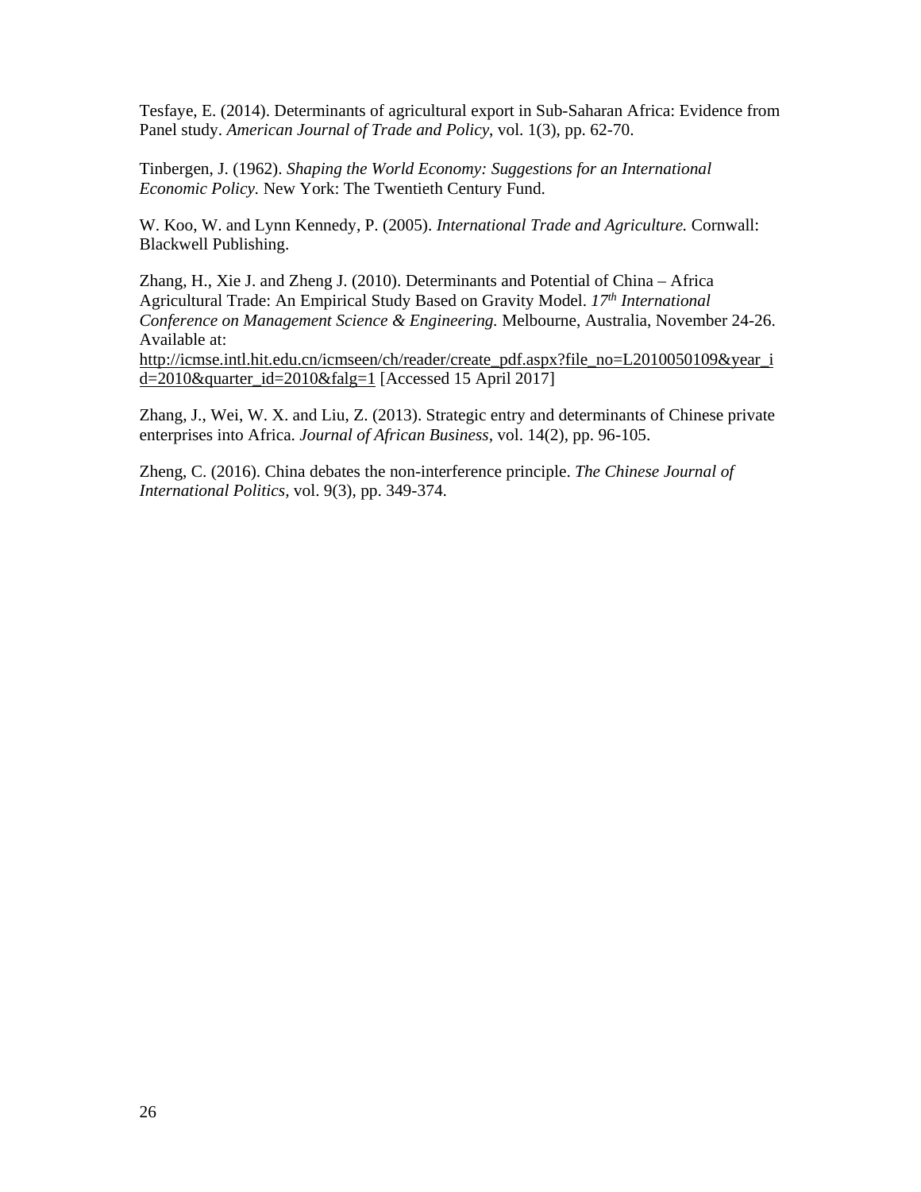Tesfaye, E. (2014). Determinants of agricultural export in Sub-Saharan Africa: Evidence from Panel study. *American Journal of Trade and Policy*, vol. 1(3), pp. 62-70.

Tinbergen, J. (1962). *Shaping the World Economy: Suggestions for an International Economic Policy.* New York: The Twentieth Century Fund.

W. Koo, W. and Lynn Kennedy, P. (2005). *International Trade and Agriculture.* Cornwall: Blackwell Publishing.

Zhang, H., Xie J. and Zheng J. (2010). Determinants and Potential of China – Africa Agricultural Trade: An Empirical Study Based on Gravity Model. *17th International Conference on Management Science & Engineering.* Melbourne, Australia, November 24-26. Available at: http://icmse.intl.hit.edu.cn/icmseen/ch/reader/create_pdf.aspx?file_no=L2010050109&year_id=2010&quarter_id=2010&falg=1 [Accessed 15 April 2017]

Zhang, J., Wei, W. X. and Liu, Z. (2013). Strategic entry and determinants of Chinese private enterprises into Africa. *Journal of African Business*, vol. 14(2), pp. 96-105.

Zheng, C. (2016). China debates the non-interference principle. *The Chinese Journal of International Politics*, vol. 9(3), pp. 349-374.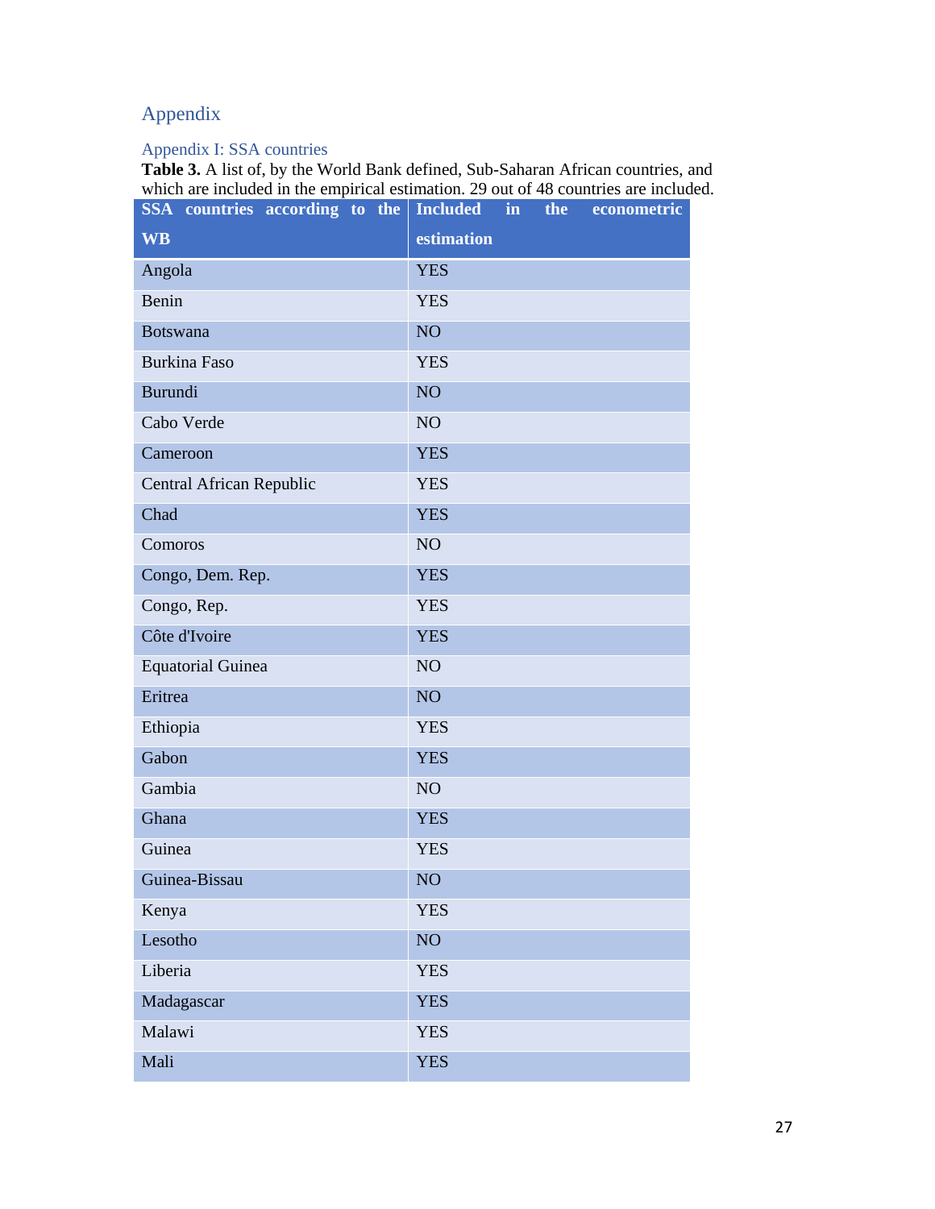# Appendix

## Appendix I: SSA countries

**Table 3.** A list of, by the World Bank defined, Sub-Saharan African countries, and which are included in the empirical estimation. 29 out of 48 countries are included.

| SSA countries according to the WB | Included in the econometric estimation |
|---|---|
| Angola | YES |
| Benin | YES |
| Botswana | NO |
| Burkina Faso | YES |
| Burundi | NO |
| Cabo Verde | NO |
| Cameroon | YES |
| Central African Republic | YES |
| Chad | YES |
| Comoros | NO |
| Congo, Dem. Rep. | YES |
| Congo, Rep. | YES |
| Côte d'Ivoire | YES |
| Equatorial Guinea | NO |
| Eritrea | NO |
| Ethiopia | YES |
| Gabon | YES |
| Gambia | NO |
| Ghana | YES |
| Guinea | YES |
| Guinea-Bissau | NO |
| Kenya | YES |
| Lesotho | NO |
| Liberia | YES |
| Madagascar | YES |
| Malawi | YES |
| Mali | YES |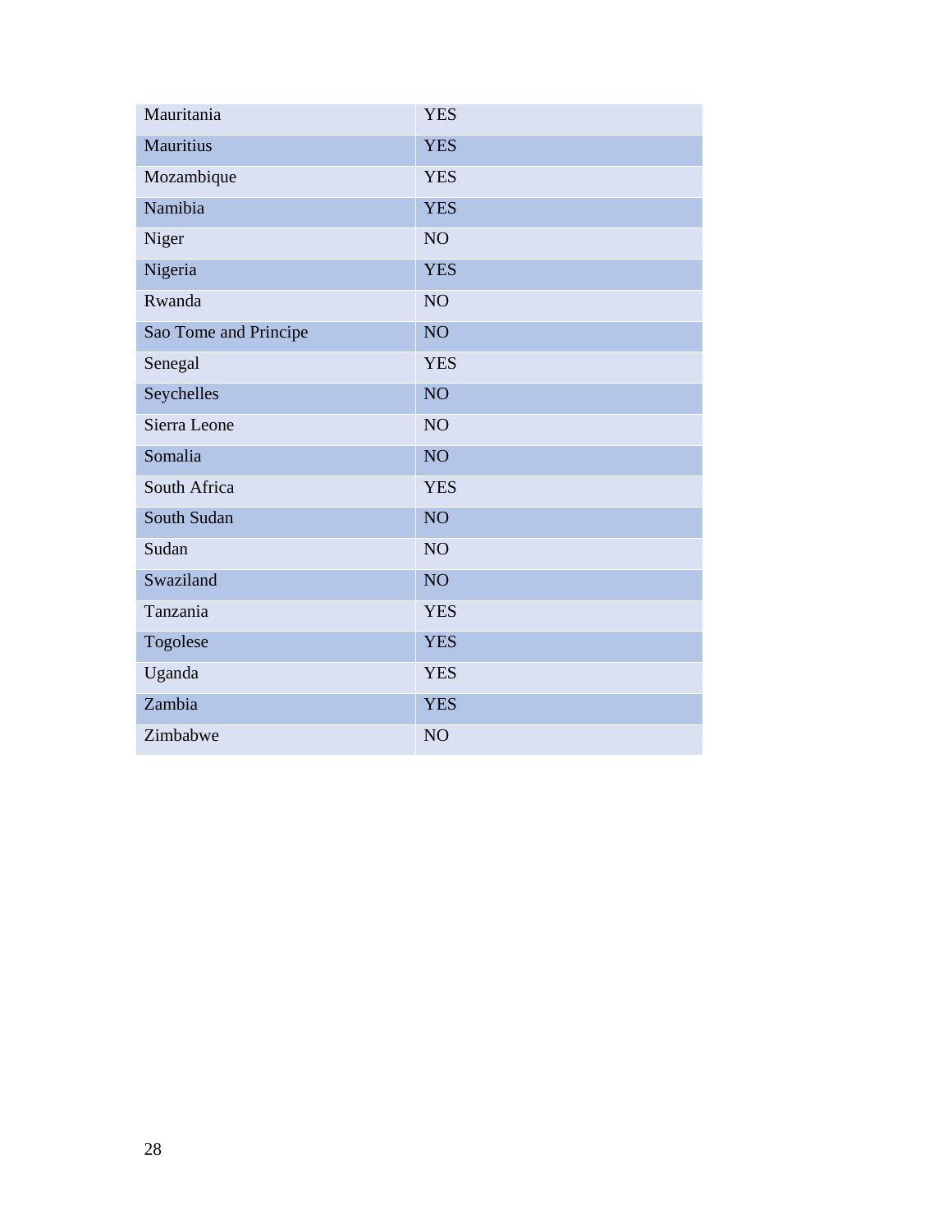| Mauritania | YES |
| --- | --- |
| Mauritius | YES |
| Mozambique | YES |
| Namibia | YES |
| Niger | NO |
| Nigeria | YES |
| Rwanda | NO |
| Sao Tome and Principe | NO |
| Senegal | YES |
| Seychelles | NO |
| Sierra Leone | NO |
| Somalia | NO |
| South Africa | YES |
| South Sudan | NO |
| Sudan | NO |
| Swaziland | NO |
| Tanzania | YES |
| Togolese | YES |
| Uganda | YES |
| Zambia | YES |
| Zimbabwe | NO |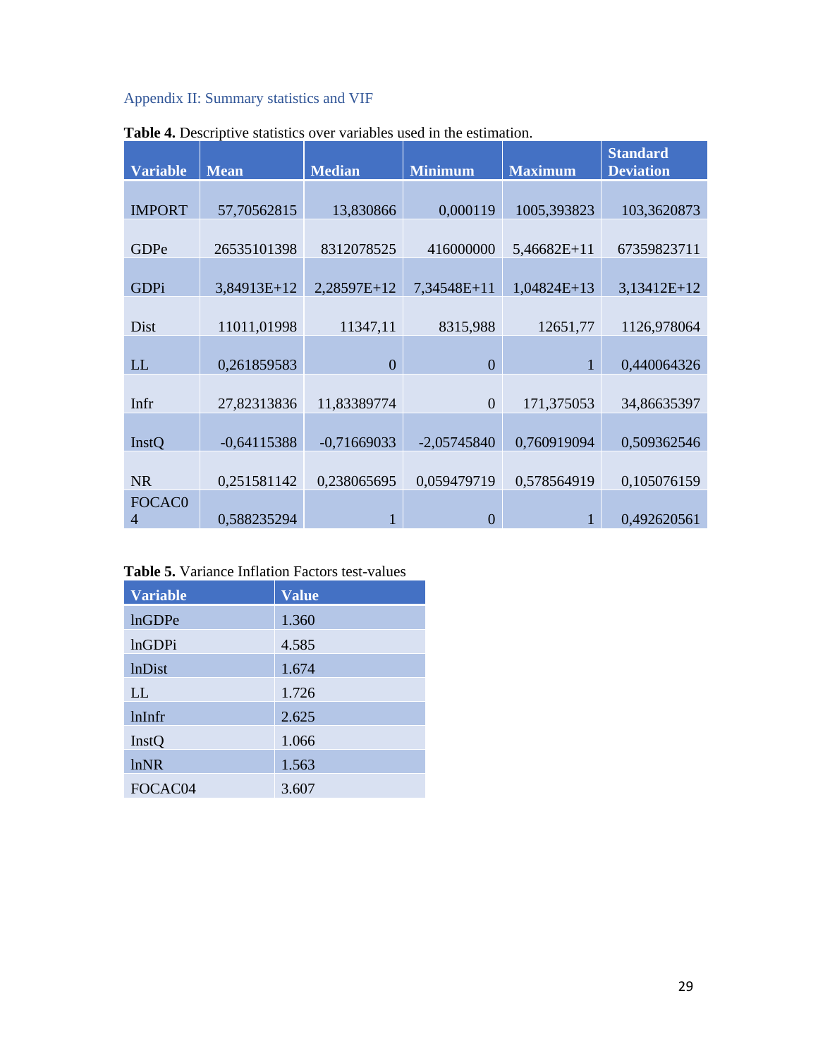## Appendix II: Summary statistics and VIF

**Table 4.** Descriptive statistics over variables used in the estimation.

| Variable | Mean | Median | Minimum | Maximum | Standard Deviation |
|---|---|---|---|---|---|
| IMPORT | 57,70562815 | 13,830866 | 0,000119 | 1005,393823 | 103,3620873 |
| GDPe | 26535101398 | 8312078525 | 416000000 | 5,46682E+11 | 67359823711 |
| GDPi | 3,84913E+12 | 2,28597E+12 | 7,34548E+11 | 1,04824E+13 | 3,13412E+12 |
| Dist | 11011,01998 | 11347,11 | 8315,988 | 12651,77 | 1126,978064 |
| LL | 0,261859583 | 0 | 0 | 1 | 0,440064326 |
| Infr | 27,82313836 | 11,83389774 | 0 | 171,375053 | 34,86635397 |
| InstQ | -0,64115388 | -0,71669033 | -2,05745840 | 0,760919094 | 0,509362546 |
| NR | 0,251581142 | 0,238065695 | 0,059479719 | 0,578564919 | 0,105076159 |
| FOCAC04 | 0,588235294 | 1 | 0 | 1 | 0,492620561 |

**Table 5.** Variance Inflation Factors test-values

| Variable | Value |
|---|---|
| lnGDPe | 1.360 |
| lnGDPi | 4.585 |
| lnDist | 1.674 |
| LL | 1.726 |
| lnInfr | 2.625 |
| InstQ | 1.066 |
| lnNR | 1.563 |
| FOCAC04 | 3.607 |